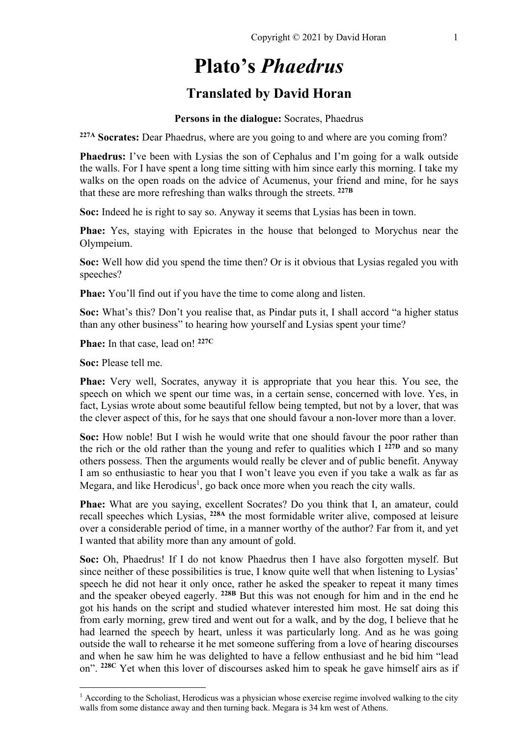Copyright © 2021 by David Horan

# Plato's *Phaedrus*

## Translated by David Horan

**Persons in the dialogue:** Socrates, Phaedrus

**227A** **Socrates:** Dear Phaedrus, where are you going to and where are you coming from?

**Phaedrus:** I've been with Lysias the son of Cephalus and I'm going for a walk outside the walls. For I have spent a long time sitting with him since early this morning. I take my walks on the open roads on the advice of Acumenus, your friend and mine, for he says that these are more refreshing than walks through the streets. **227B**

**Soc:** Indeed he is right to say so. Anyway it seems that Lysias has been in town.

**Phae:** Yes, staying with Epicrates in the house that belonged to Morychus near the Olympeium.

**Soc:** Well how did you spend the time then? Or is it obvious that Lysias regaled you with speeches?

**Phae:** You'll find out if you have the time to come along and listen.

**Soc:** What's this? Don't you realise that, as Pindar puts it, I shall accord "a higher status than any other business" to hearing how yourself and Lysias spent your time?

**Phae:** In that case, lead on! **227C**

**Soc:** Please tell me.

**Phae:** Very well, Socrates, anyway it is appropriate that you hear this. You see, the speech on which we spent our time was, in a certain sense, concerned with love. Yes, in fact, Lysias wrote about some beautiful fellow being tempted, but not by a lover, that was the clever aspect of this, for he says that one should favour a non-lover more than a lover.

**Soc:** How noble! But I wish he would write that one should favour the poor rather than the rich or the old rather than the young and refer to qualities which I **227D** and so many others possess. Then the arguments would really be clever and of public benefit. Anyway I am so enthusiastic to hear you that I won't leave you even if you take a walk as far as Megara, and like Herodicus[1], go back once more when you reach the city walls.

**Phae:** What are you saying, excellent Socrates? Do you think that I, an amateur, could recall speeches which Lysias, **228A** the most formidable writer alive, composed at leisure over a considerable period of time, in a manner worthy of the author? Far from it, and yet I wanted that ability more than any amount of gold.

**Soc:** Oh, Phaedrus! If I do not know Phaedrus then I have also forgotten myself. But since neither of these possibilities is true, I know quite well that when listening to Lysias' speech he did not hear it only once, rather he asked the speaker to repeat it many times and the speaker obeyed eagerly. **228B** But this was not enough for him and in the end he got his hands on the script and studied whatever interested him most. He sat doing this from early morning, grew tired and went out for a walk, and by the dog, I believe that he had learned the speech by heart, unless it was particularly long. And as he was going outside the wall to rehearse it he met someone suffering from a love of hearing discourses and when he saw him he was delighted to have a fellow enthusiast and he bid him "lead on". **228C** Yet when this lover of discourses asked him to speak he gave himself airs as if

---

[1] According to the Scholiast, Herodicus was a physician whose exercise regime involved walking to the city walls from some distance away and then turning back. Megara is 34 km west of Athens.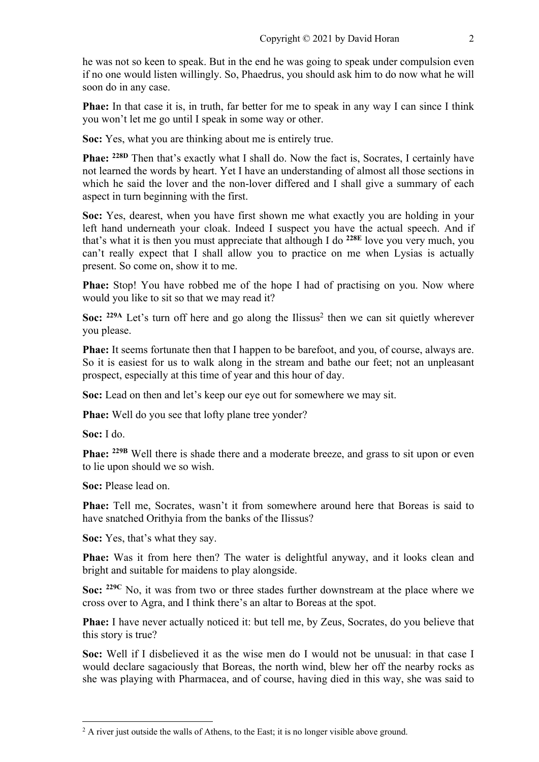he was not so keen to speak. But in the end he was going to speak under compulsion even if no one would listen willingly. So, Phaedrus, you should ask him to do now what he will soon do in any case.

**Phae:** In that case it is, in truth, far better for me to speak in any way I can since I think you won't let me go until I speak in some way or other.

**Soc:** Yes, what you are thinking about me is entirely true.

**Phae:** **228D** Then that's exactly what I shall do. Now the fact is, Socrates, I certainly have not learned the words by heart. Yet I have an understanding of almost all those sections in which he said the lover and the non-lover differed and I shall give a summary of each aspect in turn beginning with the first.

**Soc:** Yes, dearest, when you have first shown me what exactly you are holding in your left hand underneath your cloak. Indeed I suspect you have the actual speech. And if that's what it is then you must appreciate that although I do **228E** love you very much, you can't really expect that I shall allow you to practice on me when Lysias is actually present. So come on, show it to me.

**Phae:** Stop! You have robbed me of the hope I had of practising on you. Now where would you like to sit so that we may read it?

**Soc:** **229A** Let's turn off here and go along the Ilissus[2] then we can sit quietly wherever you please.

**Phae:** It seems fortunate then that I happen to be barefoot, and you, of course, always are. So it is easiest for us to walk along in the stream and bathe our feet; not an unpleasant prospect, especially at this time of year and this hour of day.

**Soc:** Lead on then and let's keep our eye out for somewhere we may sit.

**Phae:** Well do you see that lofty plane tree yonder?

**Soc:** I do.

**Phae:** **229B** Well there is shade there and a moderate breeze, and grass to sit upon or even to lie upon should we so wish.

**Soc:** Please lead on.

**Phae:** Tell me, Socrates, wasn't it from somewhere around here that Boreas is said to have snatched Orithyia from the banks of the Ilissus?

**Soc:** Yes, that's what they say.

**Phae:** Was it from here then? The water is delightful anyway, and it looks clean and bright and suitable for maidens to play alongside.

**Soc:** **229C** No, it was from two or three stades further downstream at the place where we cross over to Agra, and I think there's an altar to Boreas at the spot.

**Phae:** I have never actually noticed it: but tell me, by Zeus, Socrates, do you believe that this story is true?

**Soc:** Well if I disbelieved it as the wise men do I would not be unusual: in that case I would declare sagaciously that Boreas, the north wind, blew her off the nearby rocks as she was playing with Pharmacea, and of course, having died in this way, she was said to

[2] A river just outside the walls of Athens, to the East; it is no longer visible above ground.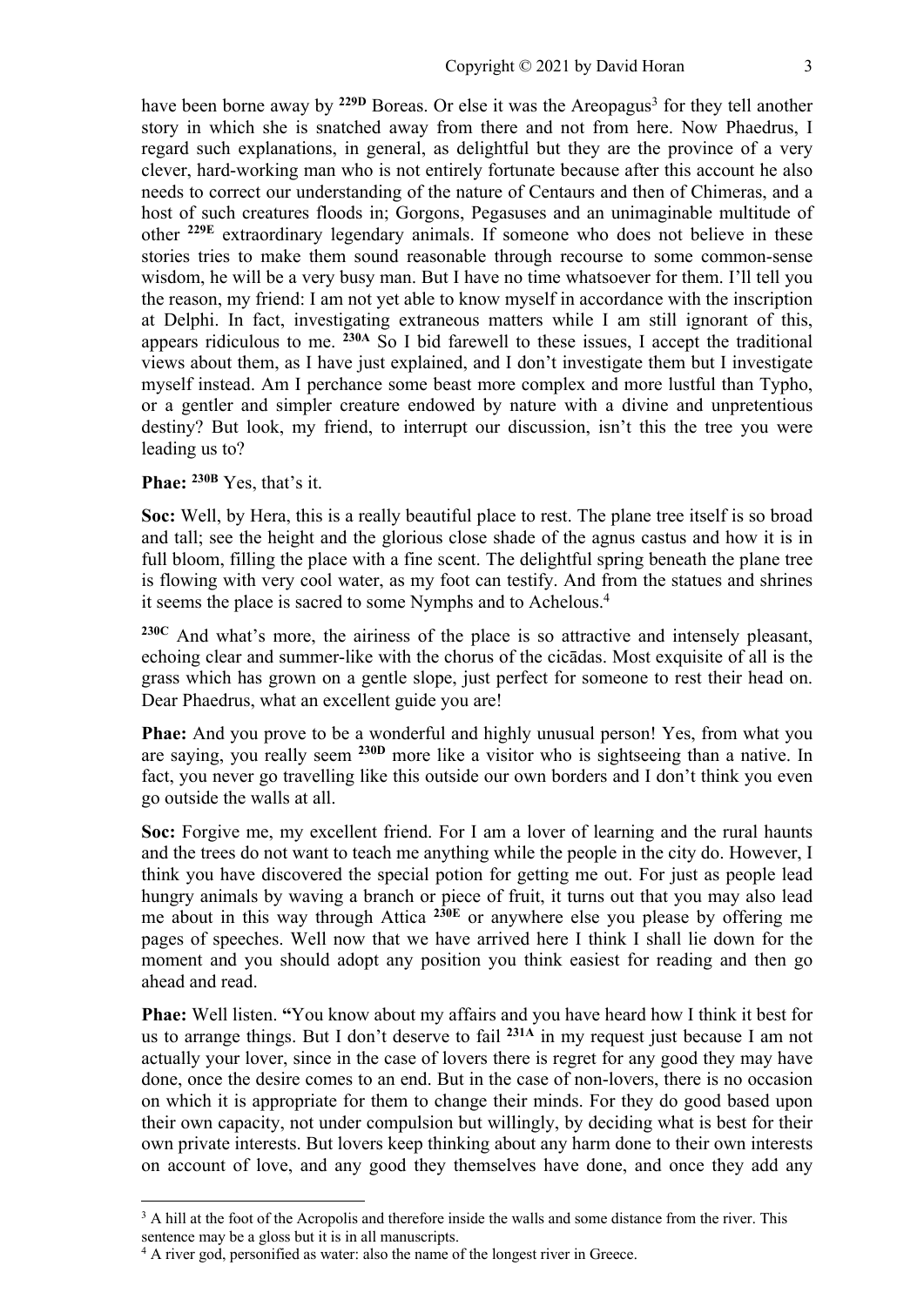have been borne away by **229D** Boreas. Or else it was the Areopagus[3] for they tell another story in which she is snatched away from there and not from here. Now Phaedrus, I regard such explanations, in general, as delightful but they are the province of a very clever, hard-working man who is not entirely fortunate because after this account he also needs to correct our understanding of the nature of Centaurs and then of Chimeras, and a host of such creatures floods in; Gorgons, Pegasuses and an unimaginable multitude of other **229E** extraordinary legendary animals. If someone who does not believe in these stories tries to make them sound reasonable through recourse to some common-sense wisdom, he will be a very busy man. But I have no time whatsoever for them. I'll tell you the reason, my friend: I am not yet able to know myself in accordance with the inscription at Delphi. In fact, investigating extraneous matters while I am still ignorant of this, appears ridiculous to me. **230A** So I bid farewell to these issues, I accept the traditional views about them, as I have just explained, and I don't investigate them but I investigate myself instead. Am I perchance some beast more complex and more lustful than Typho, or a gentler and simpler creature endowed by nature with a divine and unpretentious destiny? But look, my friend, to interrupt our discussion, isn't this the tree you were leading us to?

**Phae:** **230B** Yes, that's it.

**Soc:** Well, by Hera, this is a really beautiful place to rest. The plane tree itself is so broad and tall; see the height and the glorious close shade of the agnus castus and how it is in full bloom, filling the place with a fine scent. The delightful spring beneath the plane tree is flowing with very cool water, as my foot can testify. And from the statues and shrines it seems the place is sacred to some Nymphs and to Achelous.[4]

**230C** And what's more, the airiness of the place is so attractive and intensely pleasant, echoing clear and summer-like with the chorus of the cicādas. Most exquisite of all is the grass which has grown on a gentle slope, just perfect for someone to rest their head on. Dear Phaedrus, what an excellent guide you are!

**Phae:** And you prove to be a wonderful and highly unusual person! Yes, from what you are saying, you really seem **230D** more like a visitor who is sightseeing than a native. In fact, you never go travelling like this outside our own borders and I don't think you even go outside the walls at all.

**Soc:** Forgive me, my excellent friend. For I am a lover of learning and the rural haunts and the trees do not want to teach me anything while the people in the city do. However, I think you have discovered the special potion for getting me out. For just as people lead hungry animals by waving a branch or piece of fruit, it turns out that you may also lead me about in this way through Attica **230E** or anywhere else you please by offering me pages of speeches. Well now that we have arrived here I think I shall lie down for the moment and you should adopt any position you think easiest for reading and then go ahead and read.

**Phae:** Well listen. **"**You know about my affairs and you have heard how I think it best for us to arrange things. But I don't deserve to fail **231A** in my request just because I am not actually your lover, since in the case of lovers there is regret for any good they may have done, once the desire comes to an end. But in the case of non-lovers, there is no occasion on which it is appropriate for them to change their minds. For they do good based upon their own capacity, not under compulsion but willingly, by deciding what is best for their own private interests. But lovers keep thinking about any harm done to their own interests on account of love, and any good they themselves have done, and once they add any

---

[3] A hill at the foot of the Acropolis and therefore inside the walls and some distance from the river. This sentence may be a gloss but it is in all manuscripts.

[4] A river god, personified as water: also the name of the longest river in Greece.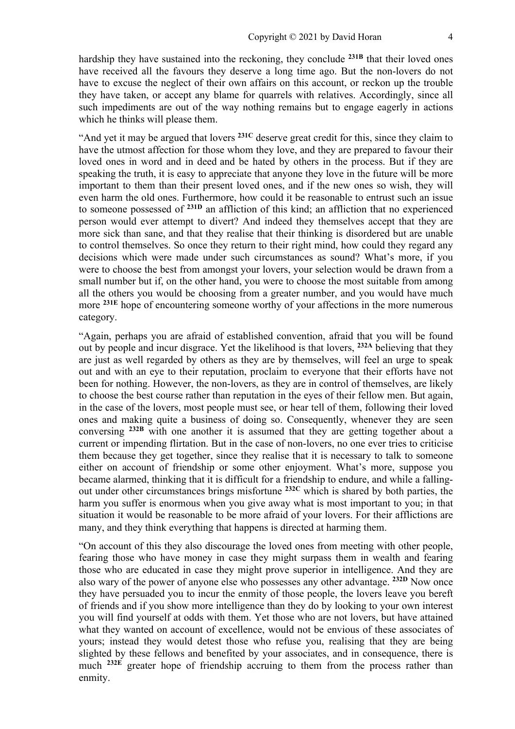hardship they have sustained into the reckoning, they conclude **231B** that their loved ones have received all the favours they deserve a long time ago. But the non-lovers do not have to excuse the neglect of their own affairs on this account, or reckon up the trouble they have taken, or accept any blame for quarrels with relatives. Accordingly, since all such impediments are out of the way nothing remains but to engage eagerly in actions which he thinks will please them.

"And yet it may be argued that lovers **231C** deserve great credit for this, since they claim to have the utmost affection for those whom they love, and they are prepared to favour their loved ones in word and in deed and be hated by others in the process. But if they are speaking the truth, it is easy to appreciate that anyone they love in the future will be more important to them than their present loved ones, and if the new ones so wish, they will even harm the old ones. Furthermore, how could it be reasonable to entrust such an issue to someone possessed of **231D** an affliction of this kind; an affliction that no experienced person would ever attempt to divert? And indeed they themselves accept that they are more sick than sane, and that they realise that their thinking is disordered but are unable to control themselves. So once they return to their right mind, how could they regard any decisions which were made under such circumstances as sound? What's more, if you were to choose the best from amongst your lovers, your selection would be drawn from a small number but if, on the other hand, you were to choose the most suitable from among all the others you would be choosing from a greater number, and you would have much more **231E** hope of encountering someone worthy of your affections in the more numerous category.

"Again, perhaps you are afraid of established convention, afraid that you will be found out by people and incur disgrace. Yet the likelihood is that lovers, **232A** believing that they are just as well regarded by others as they are by themselves, will feel an urge to speak out and with an eye to their reputation, proclaim to everyone that their efforts have not been for nothing. However, the non-lovers, as they are in control of themselves, are likely to choose the best course rather than reputation in the eyes of their fellow men. But again, in the case of the lovers, most people must see, or hear tell of them, following their loved ones and making quite a business of doing so. Consequently, whenever they are seen conversing **232B** with one another it is assumed that they are getting together about a current or impending flirtation. But in the case of non-lovers, no one ever tries to criticise them because they get together, since they realise that it is necessary to talk to someone either on account of friendship or some other enjoyment. What's more, suppose you became alarmed, thinking that it is difficult for a friendship to endure, and while a falling-out under other circumstances brings misfortune **232C** which is shared by both parties, the harm you suffer is enormous when you give away what is most important to you; in that situation it would be reasonable to be more afraid of your lovers. For their afflictions are many, and they think everything that happens is directed at harming them.

"On account of this they also discourage the loved ones from meeting with other people, fearing those who have money in case they might surpass them in wealth and fearing those who are educated in case they might prove superior in intelligence. And they are also wary of the power of anyone else who possesses any other advantage. **232D** Now once they have persuaded you to incur the enmity of those people, the lovers leave you bereft of friends and if you show more intelligence than they do by looking to your own interest you will find yourself at odds with them. Yet those who are not lovers, but have attained what they wanted on account of excellence, would not be envious of these associates of yours; instead they would detest those who refuse you, realising that they are being slighted by these fellows and benefited by your associates, and in consequence, there is much **232E** greater hope of friendship accruing to them from the process rather than enmity.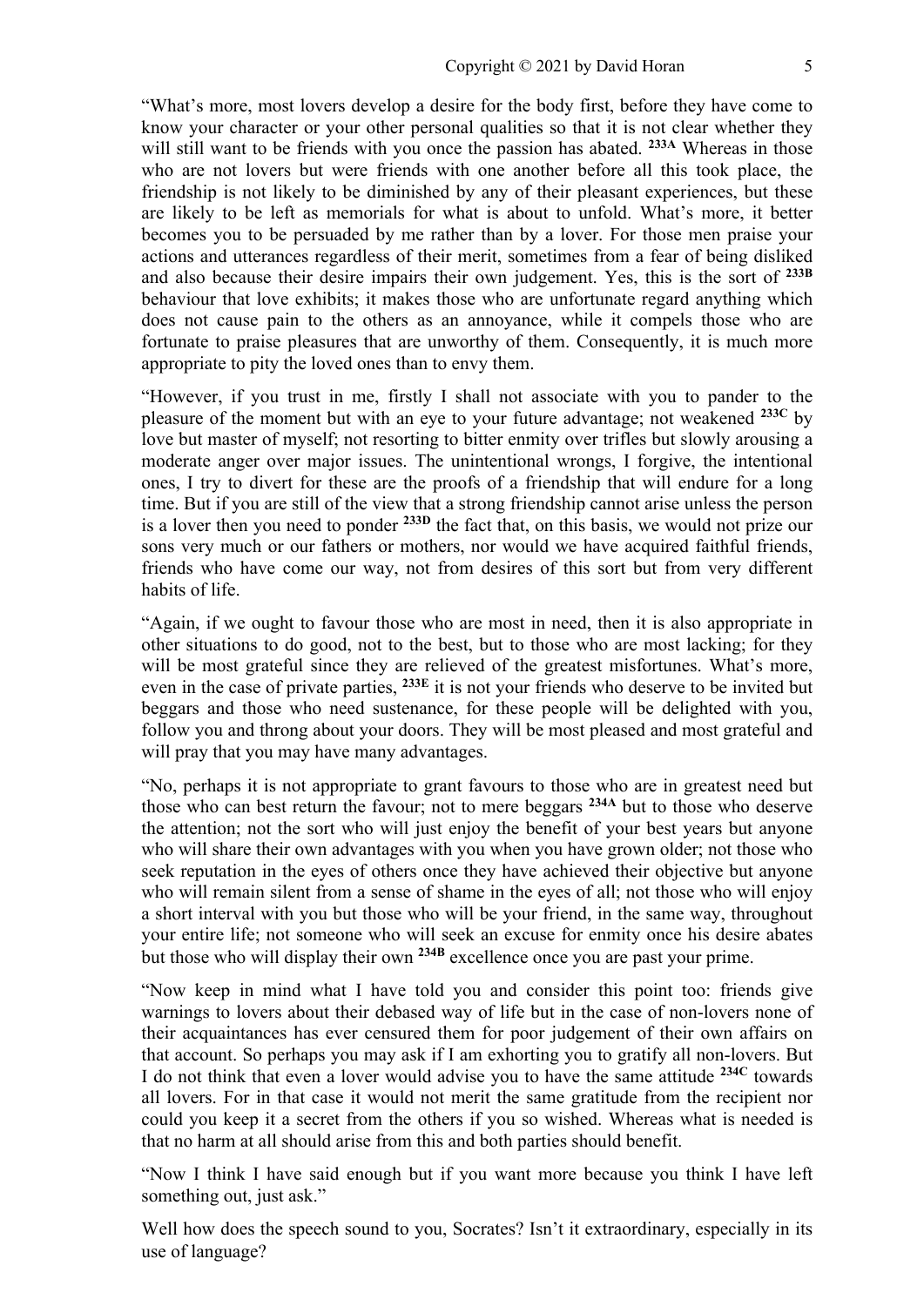"What's more, most lovers develop a desire for the body first, before they have come to know your character or your other personal qualities so that it is not clear whether they will still want to be friends with you once the passion has abated. **233A** Whereas in those who are not lovers but were friends with one another before all this took place, the friendship is not likely to be diminished by any of their pleasant experiences, but these are likely to be left as memorials for what is about to unfold. What's more, it better becomes you to be persuaded by me rather than by a lover. For those men praise your actions and utterances regardless of their merit, sometimes from a fear of being disliked and also because their desire impairs their own judgement. Yes, this is the sort of **233B** behaviour that love exhibits; it makes those who are unfortunate regard anything which does not cause pain to the others as an annoyance, while it compels those who are fortunate to praise pleasures that are unworthy of them. Consequently, it is much more appropriate to pity the loved ones than to envy them.

"However, if you trust in me, firstly I shall not associate with you to pander to the pleasure of the moment but with an eye to your future advantage; not weakened **233C** by love but master of myself; not resorting to bitter enmity over trifles but slowly arousing a moderate anger over major issues. The unintentional wrongs, I forgive, the intentional ones, I try to divert for these are the proofs of a friendship that will endure for a long time. But if you are still of the view that a strong friendship cannot arise unless the person is a lover then you need to ponder **233D** the fact that, on this basis, we would not prize our sons very much or our fathers or mothers, nor would we have acquired faithful friends, friends who have come our way, not from desires of this sort but from very different habits of life.

"Again, if we ought to favour those who are most in need, then it is also appropriate in other situations to do good, not to the best, but to those who are most lacking; for they will be most grateful since they are relieved of the greatest misfortunes. What's more, even in the case of private parties, **233E** it is not your friends who deserve to be invited but beggars and those who need sustenance, for these people will be delighted with you, follow you and throng about your doors. They will be most pleased and most grateful and will pray that you may have many advantages.

"No, perhaps it is not appropriate to grant favours to those who are in greatest need but those who can best return the favour; not to mere beggars **234A** but to those who deserve the attention; not the sort who will just enjoy the benefit of your best years but anyone who will share their own advantages with you when you have grown older; not those who seek reputation in the eyes of others once they have achieved their objective but anyone who will remain silent from a sense of shame in the eyes of all; not those who will enjoy a short interval with you but those who will be your friend, in the same way, throughout your entire life; not someone who will seek an excuse for enmity once his desire abates but those who will display their own **234B** excellence once you are past your prime.

"Now keep in mind what I have told you and consider this point too: friends give warnings to lovers about their debased way of life but in the case of non-lovers none of their acquaintances has ever censured them for poor judgement of their own affairs on that account. So perhaps you may ask if I am exhorting you to gratify all non-lovers. But I do not think that even a lover would advise you to have the same attitude **234C** towards all lovers. For in that case it would not merit the same gratitude from the recipient nor could you keep it a secret from the others if you so wished. Whereas what is needed is that no harm at all should arise from this and both parties should benefit.

"Now I think I have said enough but if you want more because you think I have left something out, just ask."

Well how does the speech sound to you, Socrates? Isn't it extraordinary, especially in its use of language?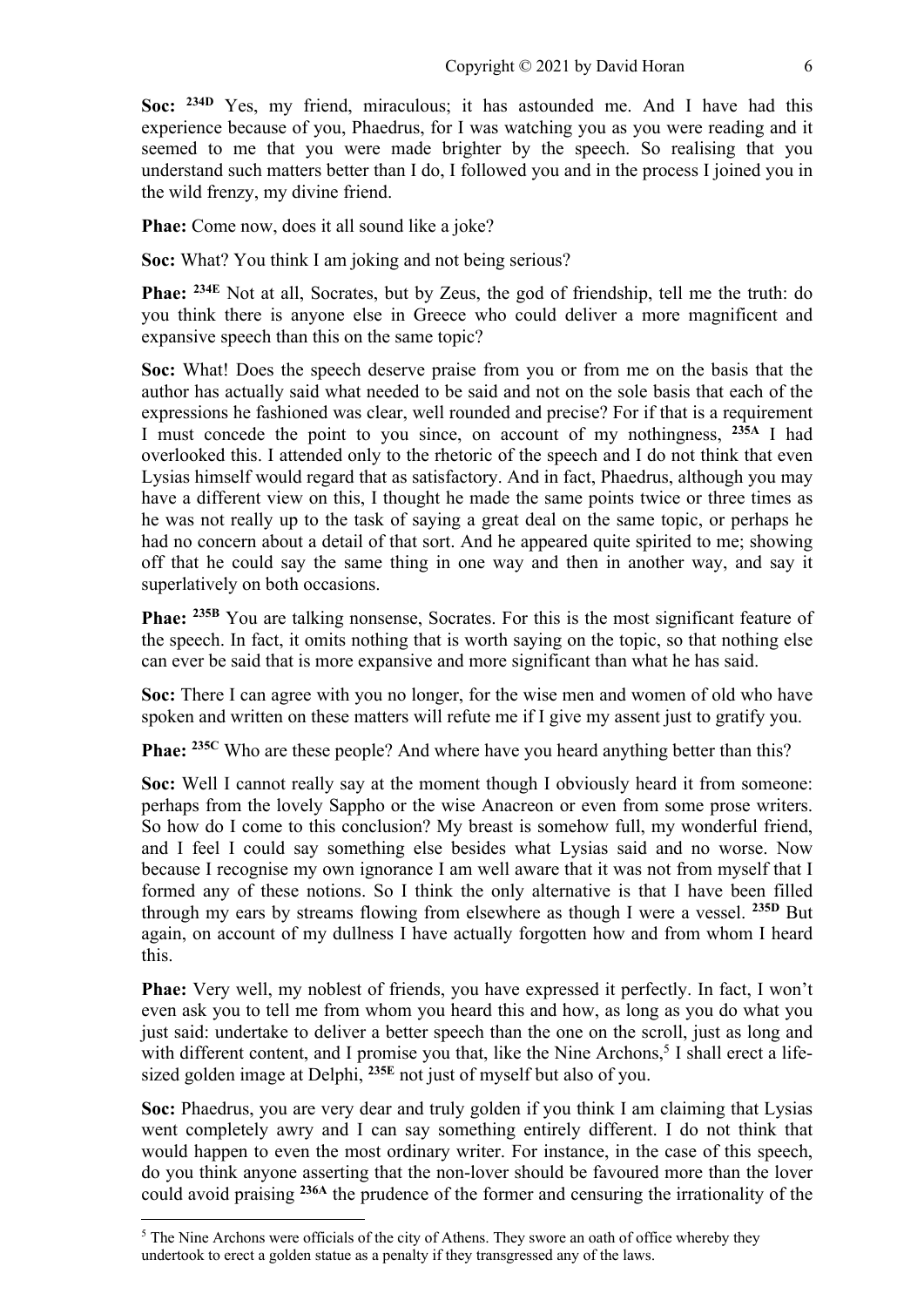**Soc:** [234D] Yes, my friend, miraculous; it has astounded me. And I have had this experience because of you, Phaedrus, for I was watching you as you were reading and it seemed to me that you were made brighter by the speech. So realising that you understand such matters better than I do, I followed you and in the process I joined you in the wild frenzy, my divine friend.

**Phae:** Come now, does it all sound like a joke?

**Soc:** What? You think I am joking and not being serious?

**Phae:** [234E] Not at all, Socrates, but by Zeus, the god of friendship, tell me the truth: do you think there is anyone else in Greece who could deliver a more magnificent and expansive speech than this on the same topic?

**Soc:** What! Does the speech deserve praise from you or from me on the basis that the author has actually said what needed to be said and not on the sole basis that each of the expressions he fashioned was clear, well rounded and precise? For if that is a requirement I must concede the point to you since, on account of my nothingness, [235A] I had overlooked this. I attended only to the rhetoric of the speech and I do not think that even Lysias himself would regard that as satisfactory. And in fact, Phaedrus, although you may have a different view on this, I thought he made the same points twice or three times as he was not really up to the task of saying a great deal on the same topic, or perhaps he had no concern about a detail of that sort. And he appeared quite spirited to me; showing off that he could say the same thing in one way and then in another way, and say it superlatively on both occasions.

**Phae:** [235B] You are talking nonsense, Socrates. For this is the most significant feature of the speech. In fact, it omits nothing that is worth saying on the topic, so that nothing else can ever be said that is more expansive and more significant than what he has said.

**Soc:** There I can agree with you no longer, for the wise men and women of old who have spoken and written on these matters will refute me if I give my assent just to gratify you.

**Phae:** [235C] Who are these people? And where have you heard anything better than this?

**Soc:** Well I cannot really say at the moment though I obviously heard it from someone: perhaps from the lovely Sappho or the wise Anacreon or even from some prose writers. So how do I come to this conclusion? My breast is somehow full, my wonderful friend, and I feel I could say something else besides what Lysias said and no worse. Now because I recognise my own ignorance I am well aware that it was not from myself that I formed any of these notions. So I think the only alternative is that I have been filled through my ears by streams flowing from elsewhere as though I were a vessel. [235D] But again, on account of my dullness I have actually forgotten how and from whom I heard this.

**Phae:** Very well, my noblest of friends, you have expressed it perfectly. In fact, I won't even ask you to tell me from whom you heard this and how, as long as you do what you just said: undertake to deliver a better speech than the one on the scroll, just as long and with different content, and I promise you that, like the Nine Archons,[5] I shall erect a life-sized golden image at Delphi, [235E] not just of myself but also of you.

**Soc:** Phaedrus, you are very dear and truly golden if you think I am claiming that Lysias went completely awry and I can say something entirely different. I do not think that would happen to even the most ordinary writer. For instance, in the case of this speech, do you think anyone asserting that the non-lover should be favoured more than the lover could avoid praising [236A] the prudence of the former and censuring the irrationality of the

[5] The Nine Archons were officials of the city of Athens. They swore an oath of office whereby they undertook to erect a golden statue as a penalty if they transgressed any of the laws.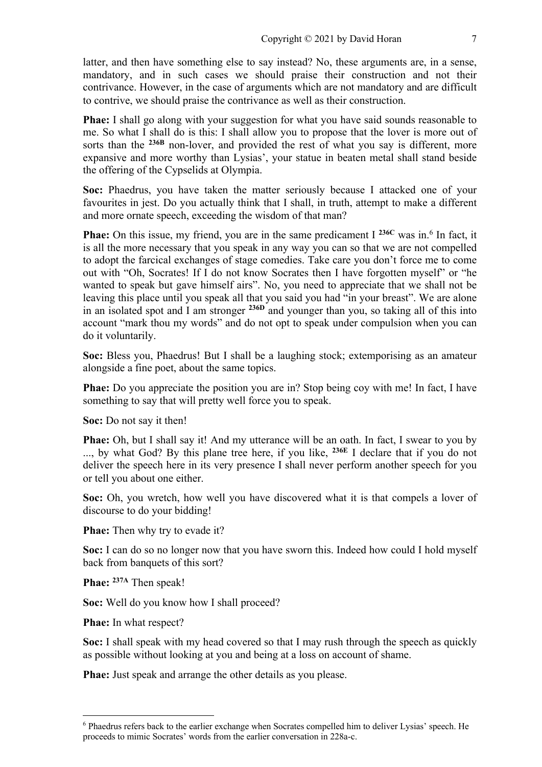latter, and then have something else to say instead? No, these arguments are, in a sense, mandatory, and in such cases we should praise their construction and not their contrivance. However, in the case of arguments which are not mandatory and are difficult to contrive, we should praise the contrivance as well as their construction.

**Phae:** I shall go along with your suggestion for what you have said sounds reasonable to me. So what I shall do is this: I shall allow you to propose that the lover is more out of sorts than the **236B** non-lover, and provided the rest of what you say is different, more expansive and more worthy than Lysias', your statue in beaten metal shall stand beside the offering of the Cypselids at Olympia.

**Soc:** Phaedrus, you have taken the matter seriously because I attacked one of your favourites in jest. Do you actually think that I shall, in truth, attempt to make a different and more ornate speech, exceeding the wisdom of that man?

**Phae:** On this issue, my friend, you are in the same predicament I **236C** was in.[6] In fact, it is all the more necessary that you speak in any way you can so that we are not compelled to adopt the farcical exchanges of stage comedies. Take care you don't force me to come out with "Oh, Socrates! If I do not know Socrates then I have forgotten myself" or "he wanted to speak but gave himself airs". No, you need to appreciate that we shall not be leaving this place until you speak all that you said you had "in your breast". We are alone in an isolated spot and I am stronger **236D** and younger than you, so taking all of this into account "mark thou my words" and do not opt to speak under compulsion when you can do it voluntarily.

**Soc:** Bless you, Phaedrus! But I shall be a laughing stock; extemporising as an amateur alongside a fine poet, about the same topics.

**Phae:** Do you appreciate the position you are in? Stop being coy with me! In fact, I have something to say that will pretty well force you to speak.

**Soc:** Do not say it then!

**Phae:** Oh, but I shall say it! And my utterance will be an oath. In fact, I swear to you by ..., by what God? By this plane tree here, if you like, **236E** I declare that if you do not deliver the speech here in its very presence I shall never perform another speech for you or tell you about one either.

**Soc:** Oh, you wretch, how well you have discovered what it is that compels a lover of discourse to do your bidding!

**Phae:** Then why try to evade it?

**Soc:** I can do so no longer now that you have sworn this. Indeed how could I hold myself back from banquets of this sort?

**Phae:** **237A** Then speak!

**Soc:** Well do you know how I shall proceed?

**Phae:** In what respect?

**Soc:** I shall speak with my head covered so that I may rush through the speech as quickly as possible without looking at you and being at a loss on account of shame.

**Phae:** Just speak and arrange the other details as you please.

---

[6] Phaedrus refers back to the earlier exchange when Socrates compelled him to deliver Lysias' speech. He proceeds to mimic Socrates' words from the earlier conversation in 228a-c.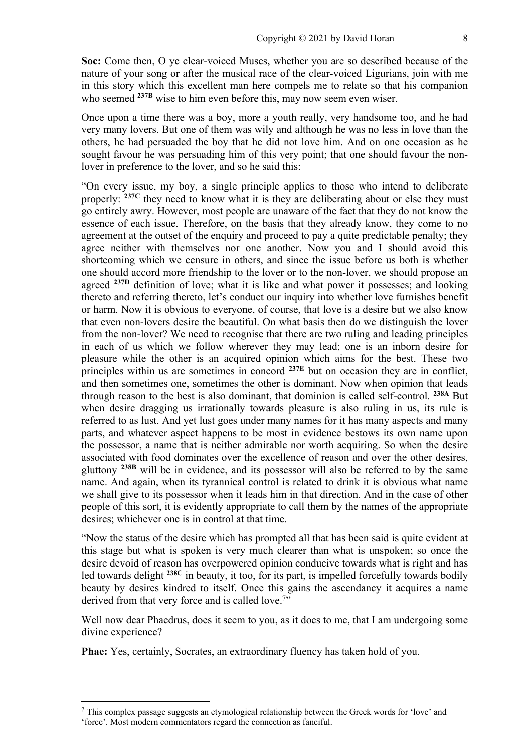**Soc:** Come then, O ye clear-voiced Muses, whether you are so described because of the nature of your song or after the musical race of the clear-voiced Ligurians, join with me in this story which this excellent man here compels me to relate so that his companion who seemed **237B** wise to him even before this, may now seem even wiser.

Once upon a time there was a boy, more a youth really, very handsome too, and he had very many lovers. But one of them was wily and although he was no less in love than the others, he had persuaded the boy that he did not love him. And on one occasion as he sought favour he was persuading him of this very point; that one should favour the non-lover in preference to the lover, and so he said this:

"On every issue, my boy, a single principle applies to those who intend to deliberate properly: **237C** they need to know what it is they are deliberating about or else they must go entirely awry. However, most people are unaware of the fact that they do not know the essence of each issue. Therefore, on the basis that they already know, they come to no agreement at the outset of the enquiry and proceed to pay a quite predictable penalty; they agree neither with themselves nor one another. Now you and I should avoid this shortcoming which we censure in others, and since the issue before us both is whether one should accord more friendship to the lover or to the non-lover, we should propose an agreed **237D** definition of love; what it is like and what power it possesses; and looking thereto and referring thereto, let's conduct our inquiry into whether love furnishes benefit or harm. Now it is obvious to everyone, of course, that love is a desire but we also know that even non-lovers desire the beautiful. On what basis then do we distinguish the lover from the non-lover? We need to recognise that there are two ruling and leading principles in each of us which we follow wherever they may lead; one is an inborn desire for pleasure while the other is an acquired opinion which aims for the best. These two principles within us are sometimes in concord **237E** but on occasion they are in conflict, and then sometimes one, sometimes the other is dominant. Now when opinion that leads through reason to the best is also dominant, that dominion is called self-control. **238A** But when desire dragging us irrationally towards pleasure is also ruling in us, its rule is referred to as lust. And yet lust goes under many names for it has many aspects and many parts, and whatever aspect happens to be most in evidence bestows its own name upon the possessor, a name that is neither admirable nor worth acquiring. So when the desire associated with food dominates over the excellence of reason and over the other desires, gluttony **238B** will be in evidence, and its possessor will also be referred to by the same name. And again, when its tyrannical control is related to drink it is obvious what name we shall give to its possessor when it leads him in that direction. And in the case of other people of this sort, it is evidently appropriate to call them by the names of the appropriate desires; whichever one is in control at that time.

"Now the status of the desire which has prompted all that has been said is quite evident at this stage but what is spoken is very much clearer than what is unspoken; so once the desire devoid of reason has overpowered opinion conducive towards what is right and has led towards delight **238C** in beauty, it too, for its part, is impelled forcefully towards bodily beauty by desires kindred to itself. Once this gains the ascendancy it acquires a name derived from that very force and is called love.[7]"

Well now dear Phaedrus, does it seem to you, as it does to me, that I am undergoing some divine experience?

**Phae:** Yes, certainly, Socrates, an extraordinary fluency has taken hold of you.

---

[7] This complex passage suggests an etymological relationship between the Greek words for 'love' and 'force'. Most modern commentators regard the connection as fanciful.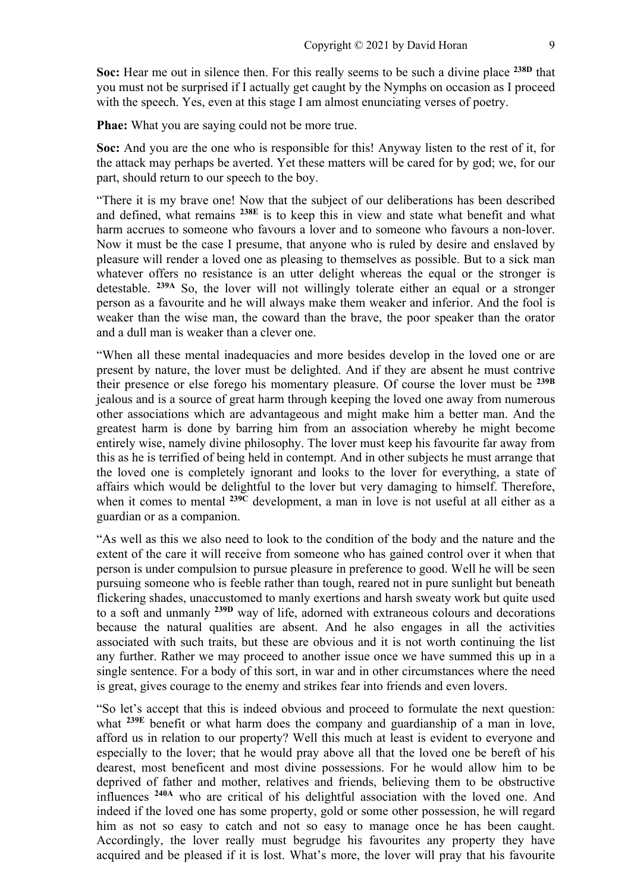**Soc:** Hear me out in silence then. For this really seems to be such a divine place **238D** that you must not be surprised if I actually get caught by the Nymphs on occasion as I proceed with the speech. Yes, even at this stage I am almost enunciating verses of poetry.

**Phae:** What you are saying could not be more true.

**Soc:** And you are the one who is responsible for this! Anyway listen to the rest of it, for the attack may perhaps be averted. Yet these matters will be cared for by god; we, for our part, should return to our speech to the boy.

"There it is my brave one! Now that the subject of our deliberations has been described and defined, what remains **238E** is to keep this in view and state what benefit and what harm accrues to someone who favours a lover and to someone who favours a non-lover. Now it must be the case I presume, that anyone who is ruled by desire and enslaved by pleasure will render a loved one as pleasing to themselves as possible. But to a sick man whatever offers no resistance is an utter delight whereas the equal or the stronger is detestable. **239A** So, the lover will not willingly tolerate either an equal or a stronger person as a favourite and he will always make them weaker and inferior. And the fool is weaker than the wise man, the coward than the brave, the poor speaker than the orator and a dull man is weaker than a clever one.

"When all these mental inadequacies and more besides develop in the loved one or are present by nature, the lover must be delighted. And if they are absent he must contrive their presence or else forego his momentary pleasure. Of course the lover must be **239B** jealous and is a source of great harm through keeping the loved one away from numerous other associations which are advantageous and might make him a better man. And the greatest harm is done by barring him from an association whereby he might become entirely wise, namely divine philosophy. The lover must keep his favourite far away from this as he is terrified of being held in contempt. And in other subjects he must arrange that the loved one is completely ignorant and looks to the lover for everything, a state of affairs which would be delightful to the lover but very damaging to himself. Therefore, when it comes to mental **239C** development, a man in love is not useful at all either as a guardian or as a companion.

"As well as this we also need to look to the condition of the body and the nature and the extent of the care it will receive from someone who has gained control over it when that person is under compulsion to pursue pleasure in preference to good. Well he will be seen pursuing someone who is feeble rather than tough, reared not in pure sunlight but beneath flickering shades, unaccustomed to manly exertions and harsh sweaty work but quite used to a soft and unmanly **239D** way of life, adorned with extraneous colours and decorations because the natural qualities are absent. And he also engages in all the activities associated with such traits, but these are obvious and it is not worth continuing the list any further. Rather we may proceed to another issue once we have summed this up in a single sentence. For a body of this sort, in war and in other circumstances where the need is great, gives courage to the enemy and strikes fear into friends and even lovers.

"So let's accept that this is indeed obvious and proceed to formulate the next question: what **239E** benefit or what harm does the company and guardianship of a man in love, afford us in relation to our property? Well this much at least is evident to everyone and especially to the lover; that he would pray above all that the loved one be bereft of his dearest, most beneficent and most divine possessions. For he would allow him to be deprived of father and mother, relatives and friends, believing them to be obstructive influences **240A** who are critical of his delightful association with the loved one. And indeed if the loved one has some property, gold or some other possession, he will regard him as not so easy to catch and not so easy to manage once he has been caught. Accordingly, the lover really must begrudge his favourites any property they have acquired and be pleased if it is lost. What's more, the lover will pray that his favourite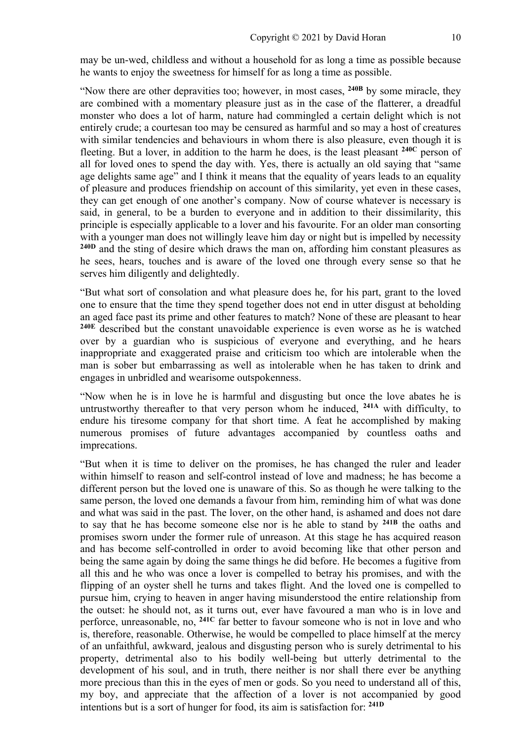may be un-wed, childless and without a household for as long a time as possible because he wants to enjoy the sweetness for himself for as long a time as possible.

"Now there are other depravities too; however, in most cases, **240B** by some miracle, they are combined with a momentary pleasure just as in the case of the flatterer, a dreadful monster who does a lot of harm, nature had commingled a certain delight which is not entirely crude; a courtesan too may be censured as harmful and so may a host of creatures with similar tendencies and behaviours in whom there is also pleasure, even though it is fleeting. But a lover, in addition to the harm he does, is the least pleasant **240C** person of all for loved ones to spend the day with. Yes, there is actually an old saying that "same age delights same age" and I think it means that the equality of years leads to an equality of pleasure and produces friendship on account of this similarity, yet even in these cases, they can get enough of one another's company. Now of course whatever is necessary is said, in general, to be a burden to everyone and in addition to their dissimilarity, this principle is especially applicable to a lover and his favourite. For an older man consorting with a younger man does not willingly leave him day or night but is impelled by necessity **240D** and the sting of desire which draws the man on, affording him constant pleasures as he sees, hears, touches and is aware of the loved one through every sense so that he serves him diligently and delightedly.

"But what sort of consolation and what pleasure does he, for his part, grant to the loved one to ensure that the time they spend together does not end in utter disgust at beholding an aged face past its prime and other features to match? None of these are pleasant to hear **240E** described but the constant unavoidable experience is even worse as he is watched over by a guardian who is suspicious of everyone and everything, and he hears inappropriate and exaggerated praise and criticism too which are intolerable when the man is sober but embarrassing as well as intolerable when he has taken to drink and engages in unbridled and wearisome outspokenness.

"Now when he is in love he is harmful and disgusting but once the love abates he is untrustworthy thereafter to that very person whom he induced, **241A** with difficulty, to endure his tiresome company for that short time. A feat he accomplished by making numerous promises of future advantages accompanied by countless oaths and imprecations.

"But when it is time to deliver on the promises, he has changed the ruler and leader within himself to reason and self-control instead of love and madness; he has become a different person but the loved one is unaware of this. So as though he were talking to the same person, the loved one demands a favour from him, reminding him of what was done and what was said in the past. The lover, on the other hand, is ashamed and does not dare to say that he has become someone else nor is he able to stand by **241B** the oaths and promises sworn under the former rule of unreason. At this stage he has acquired reason and has become self-controlled in order to avoid becoming like that other person and being the same again by doing the same things he did before. He becomes a fugitive from all this and he who was once a lover is compelled to betray his promises, and with the flipping of an oyster shell he turns and takes flight. And the loved one is compelled to pursue him, crying to heaven in anger having misunderstood the entire relationship from the outset: he should not, as it turns out, ever have favoured a man who is in love and perforce, unreasonable, no, **241C** far better to favour someone who is not in love and who is, therefore, reasonable. Otherwise, he would be compelled to place himself at the mercy of an unfaithful, awkward, jealous and disgusting person who is surely detrimental to his property, detrimental also to his bodily well-being but utterly detrimental to the development of his soul, and in truth, there neither is nor shall there ever be anything more precious than this in the eyes of men or gods. So you need to understand all of this, my boy, and appreciate that the affection of a lover is not accompanied by good intentions but is a sort of hunger for food, its aim is satisfaction for: **241D**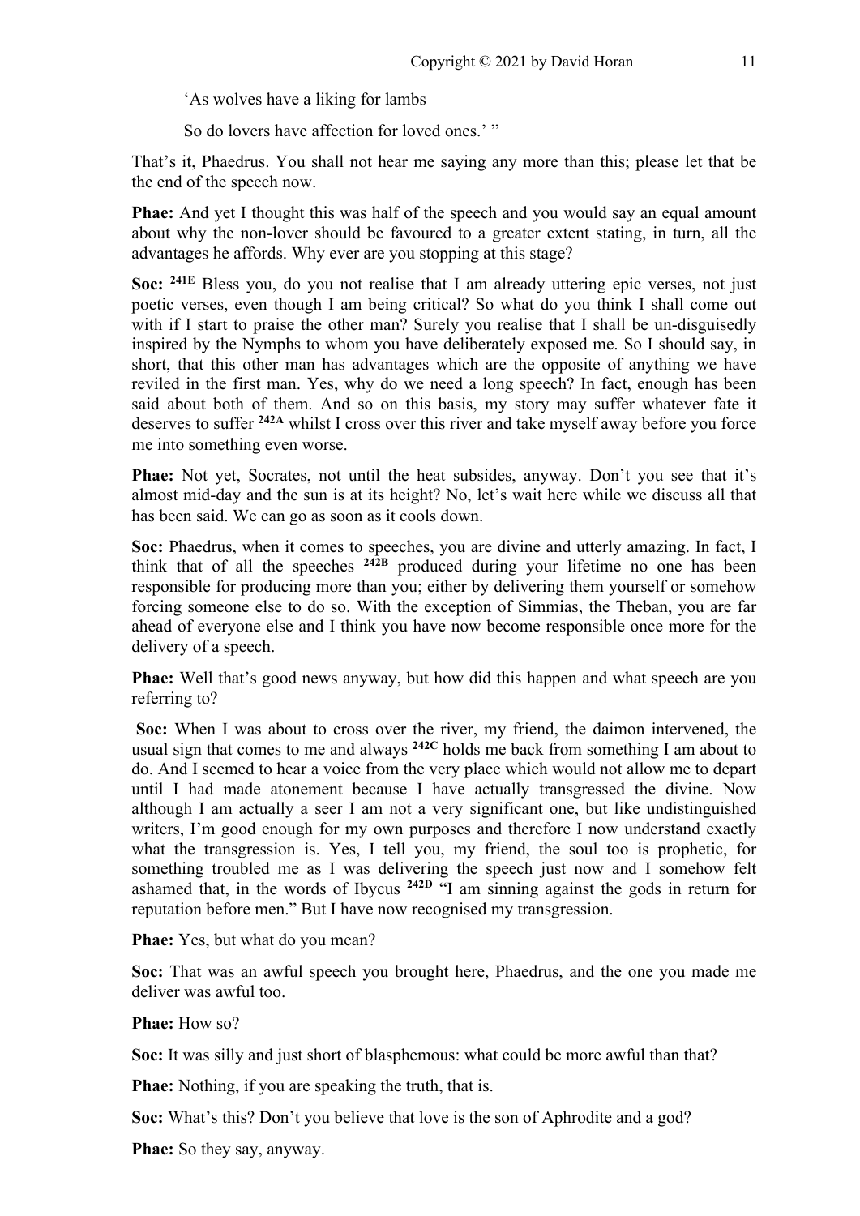'As wolves have a liking for lambs

So do lovers have affection for loved ones.' "

That's it, Phaedrus. You shall not hear me saying any more than this; please let that be the end of the speech now.

**Phae:** And yet I thought this was half of the speech and you would say an equal amount about why the non-lover should be favoured to a greater extent stating, in turn, all the advantages he affords. Why ever are you stopping at this stage?

**Soc:** **241E** Bless you, do you not realise that I am already uttering epic verses, not just poetic verses, even though I am being critical? So what do you think I shall come out with if I start to praise the other man? Surely you realise that I shall be un-disguisedly inspired by the Nymphs to whom you have deliberately exposed me. So I should say, in short, that this other man has advantages which are the opposite of anything we have reviled in the first man. Yes, why do we need a long speech? In fact, enough has been said about both of them. And so on this basis, my story may suffer whatever fate it deserves to suffer **242A** whilst I cross over this river and take myself away before you force me into something even worse.

**Phae:** Not yet, Socrates, not until the heat subsides, anyway. Don't you see that it's almost mid-day and the sun is at its height? No, let's wait here while we discuss all that has been said. We can go as soon as it cools down.

**Soc:** Phaedrus, when it comes to speeches, you are divine and utterly amazing. In fact, I think that of all the speeches **242B** produced during your lifetime no one has been responsible for producing more than you; either by delivering them yourself or somehow forcing someone else to do so. With the exception of Simmias, the Theban, you are far ahead of everyone else and I think you have now become responsible once more for the delivery of a speech.

**Phae:** Well that's good news anyway, but how did this happen and what speech are you referring to?

**Soc:** When I was about to cross over the river, my friend, the daimon intervened, the usual sign that comes to me and always **242C** holds me back from something I am about to do. And I seemed to hear a voice from the very place which would not allow me to depart until I had made atonement because I have actually transgressed the divine. Now although I am actually a seer I am not a very significant one, but like undistinguished writers, I'm good enough for my own purposes and therefore I now understand exactly what the transgression is. Yes, I tell you, my friend, the soul too is prophetic, for something troubled me as I was delivering the speech just now and I somehow felt ashamed that, in the words of Ibycus **242D** "I am sinning against the gods in return for reputation before men." But I have now recognised my transgression.

**Phae:** Yes, but what do you mean?

**Soc:** That was an awful speech you brought here, Phaedrus, and the one you made me deliver was awful too.

**Phae:** How so?

**Soc:** It was silly and just short of blasphemous: what could be more awful than that?

**Phae:** Nothing, if you are speaking the truth, that is.

**Soc:** What's this? Don't you believe that love is the son of Aphrodite and a god?

**Phae:** So they say, anyway.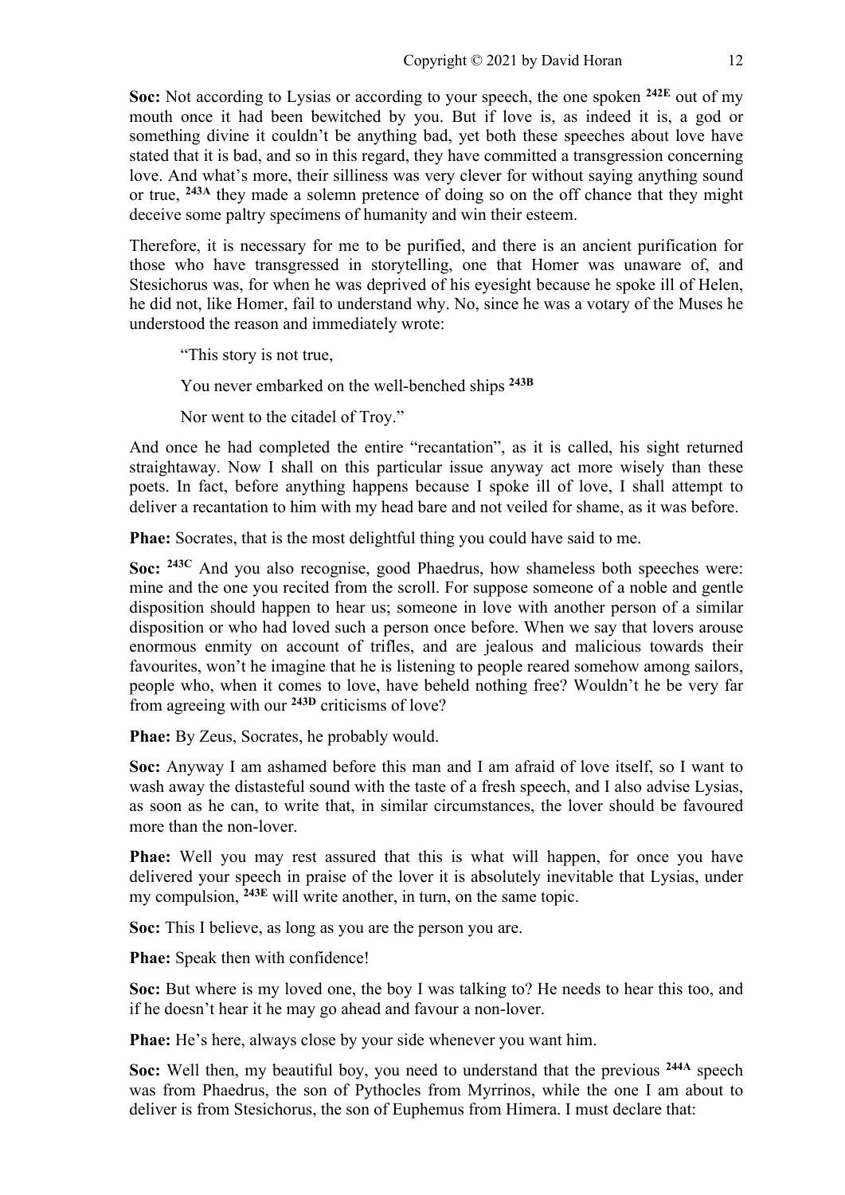**Soc:** Not according to Lysias or according to your speech, the one spoken **242E** out of my mouth once it had been bewitched by you. But if love is, as indeed it is, a god or something divine it couldn't be anything bad, yet both these speeches about love have stated that it is bad, and so in this regard, they have committed a transgression concerning love. And what's more, their silliness was very clever for without saying anything sound or true, **243A** they made a solemn pretence of doing so on the off chance that they might deceive some paltry specimens of humanity and win their esteem.

Therefore, it is necessary for me to be purified, and there is an ancient purification for those who have transgressed in storytelling, one that Homer was unaware of, and Stesichorus was, for when he was deprived of his eyesight because he spoke ill of Helen, he did not, like Homer, fail to understand why. No, since he was a votary of the Muses he understood the reason and immediately wrote:

> "This story is not true,
>
> You never embarked on the well-benched ships **243B**
>
> Nor went to the citadel of Troy."

And once he had completed the entire "recantation", as it is called, his sight returned straightaway. Now I shall on this particular issue anyway act more wisely than these poets. In fact, before anything happens because I spoke ill of love, I shall attempt to deliver a recantation to him with my head bare and not veiled for shame, as it was before.

**Phae:** Socrates, that is the most delightful thing you could have said to me.

**Soc:** **243C** And you also recognise, good Phaedrus, how shameless both speeches were: mine and the one you recited from the scroll. For suppose someone of a noble and gentle disposition should happen to hear us; someone in love with another person of a similar disposition or who had loved such a person once before. When we say that lovers arouse enormous enmity on account of trifles, and are jealous and malicious towards their favourites, won't he imagine that he is listening to people reared somehow among sailors, people who, when it comes to love, have beheld nothing free? Wouldn't he be very far from agreeing with our **243D** criticisms of love?

**Phae:** By Zeus, Socrates, he probably would.

**Soc:** Anyway I am ashamed before this man and I am afraid of love itself, so I want to wash away the distasteful sound with the taste of a fresh speech, and I also advise Lysias, as soon as he can, to write that, in similar circumstances, the lover should be favoured more than the non-lover.

**Phae:** Well you may rest assured that this is what will happen, for once you have delivered your speech in praise of the lover it is absolutely inevitable that Lysias, under my compulsion, **243E** will write another, in turn, on the same topic.

**Soc:** This I believe, as long as you are the person you are.

**Phae:** Speak then with confidence!

**Soc:** But where is my loved one, the boy I was talking to? He needs to hear this too, and if he doesn't hear it he may go ahead and favour a non-lover.

**Phae:** He's here, always close by your side whenever you want him.

**Soc:** Well then, my beautiful boy, you need to understand that the previous **244A** speech was from Phaedrus, the son of Pythocles from Myrrinos, while the one I am about to deliver is from Stesichorus, the son of Euphemus from Himera. I must declare that: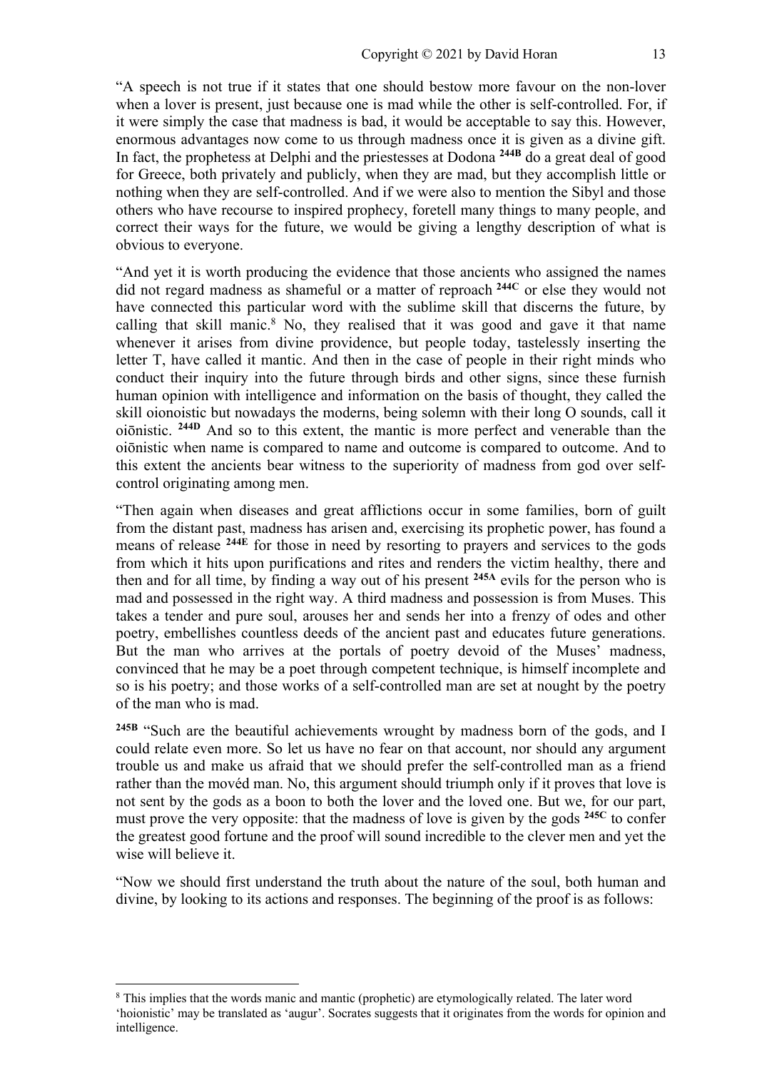"A speech is not true if it states that one should bestow more favour on the non-lover when a lover is present, just because one is mad while the other is self-controlled. For, if it were simply the case that madness is bad, it would be acceptable to say this. However, enormous advantages now come to us through madness once it is given as a divine gift. In fact, the prophetess at Delphi and the priestesses at Dodona **244B** do a great deal of good for Greece, both privately and publicly, when they are mad, but they accomplish little or nothing when they are self-controlled. And if we were also to mention the Sibyl and those others who have recourse to inspired prophecy, foretell many things to many people, and correct their ways for the future, we would be giving a lengthy description of what is obvious to everyone.

"And yet it is worth producing the evidence that those ancients who assigned the names did not regard madness as shameful or a matter of reproach **244C** or else they would not have connected this particular word with the sublime skill that discerns the future, by calling that skill manic.[8] No, they realised that it was good and gave it that name whenever it arises from divine providence, but people today, tastelessly inserting the letter T, have called it mantic. And then in the case of people in their right minds who conduct their inquiry into the future through birds and other signs, since these furnish human opinion with intelligence and information on the basis of thought, they called the skill oionoistic but nowadays the moderns, being solemn with their long O sounds, call it oiōnistic. **244D** And so to this extent, the mantic is more perfect and venerable than the oiōnistic when name is compared to name and outcome is compared to outcome. And to this extent the ancients bear witness to the superiority of madness from god over self-control originating among men.

"Then again when diseases and great afflictions occur in some families, born of guilt from the distant past, madness has arisen and, exercising its prophetic power, has found a means of release **244E** for those in need by resorting to prayers and services to the gods from which it hits upon purifications and rites and renders the victim healthy, there and then and for all time, by finding a way out of his present **245A** evils for the person who is mad and possessed in the right way. A third madness and possession is from Muses. This takes a tender and pure soul, arouses her and sends her into a frenzy of odes and other poetry, embellishes countless deeds of the ancient past and educates future generations. But the man who arrives at the portals of poetry devoid of the Muses' madness, convinced that he may be a poet through competent technique, is himself incomplete and so is his poetry; and those works of a self-controlled man are set at nought by the poetry of the man who is mad.

**245B** "Such are the beautiful achievements wrought by madness born of the gods, and I could relate even more. So let us have no fear on that account, nor should any argument trouble us and make us afraid that we should prefer the self-controlled man as a friend rather than the movéd man. No, this argument should triumph only if it proves that love is not sent by the gods as a boon to both the lover and the loved one. But we, for our part, must prove the very opposite: that the madness of love is given by the gods **245C** to confer the greatest good fortune and the proof will sound incredible to the clever men and yet the wise will believe it.

"Now we should first understand the truth about the nature of the soul, both human and divine, by looking to its actions and responses. The beginning of the proof is as follows:

---

[8] This implies that the words manic and mantic (prophetic) are etymologically related. The later word 'hoionistic' may be translated as 'augur'. Socrates suggests that it originates from the words for opinion and intelligence.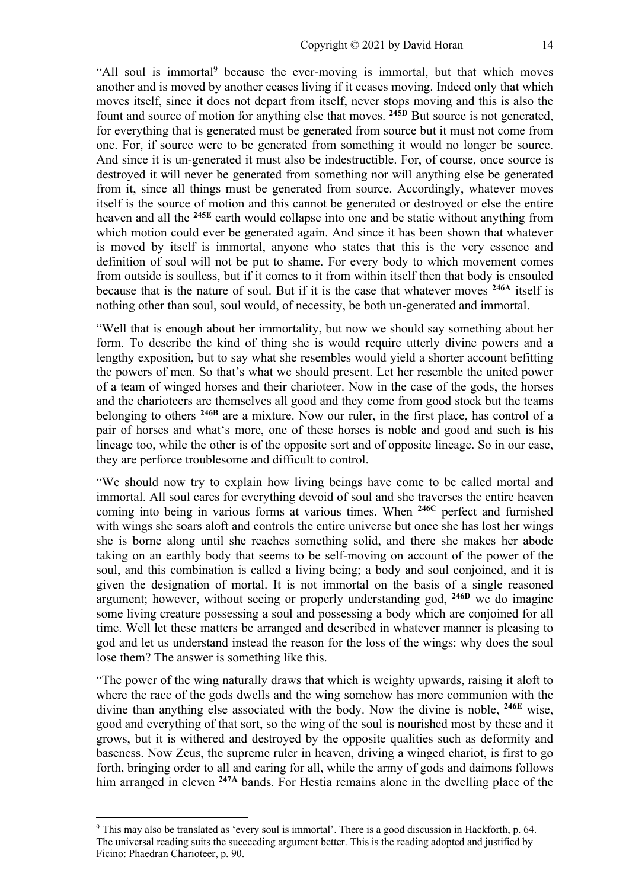"All soul is immortal[9] because the ever-moving is immortal, but that which moves another and is moved by another ceases living if it ceases moving. Indeed only that which moves itself, since it does not depart from itself, never stops moving and this is also the fount and source of motion for anything else that moves. **245D** But source is not generated, for everything that is generated must be generated from source but it must not come from one. For, if source were to be generated from something it would no longer be source. And since it is un-generated it must also be indestructible. For, of course, once source is destroyed it will never be generated from something nor will anything else be generated from it, since all things must be generated from source. Accordingly, whatever moves itself is the source of motion and this cannot be generated or destroyed or else the entire heaven and all the **245E** earth would collapse into one and be static without anything from which motion could ever be generated again. And since it has been shown that whatever is moved by itself is immortal, anyone who states that this is the very essence and definition of soul will not be put to shame. For every body to which movement comes from outside is soulless, but if it comes to it from within itself then that body is ensouled because that is the nature of soul. But if it is the case that whatever moves **246A** itself is nothing other than soul, soul would, of necessity, be both un-generated and immortal.

"Well that is enough about her immortality, but now we should say something about her form. To describe the kind of thing she is would require utterly divine powers and a lengthy exposition, but to say what she resembles would yield a shorter account befitting the powers of men. So that's what we should present. Let her resemble the united power of a team of winged horses and their charioteer. Now in the case of the gods, the horses and the charioteers are themselves all good and they come from good stock but the teams belonging to others **246B** are a mixture. Now our ruler, in the first place, has control of a pair of horses and what's more, one of these horses is noble and good and such is his lineage too, while the other is of the opposite sort and of opposite lineage. So in our case, they are perforce troublesome and difficult to control.

"We should now try to explain how living beings have come to be called mortal and immortal. All soul cares for everything devoid of soul and she traverses the entire heaven coming into being in various forms at various times. When **246C** perfect and furnished with wings she soars aloft and controls the entire universe but once she has lost her wings she is borne along until she reaches something solid, and there she makes her abode taking on an earthly body that seems to be self-moving on account of the power of the soul, and this combination is called a living being; a body and soul conjoined, and it is given the designation of mortal. It is not immortal on the basis of a single reasoned argument; however, without seeing or properly understanding god, **246D** we do imagine some living creature possessing a soul and possessing a body which are conjoined for all time. Well let these matters be arranged and described in whatever manner is pleasing to god and let us understand instead the reason for the loss of the wings: why does the soul lose them? The answer is something like this.

"The power of the wing naturally draws that which is weighty upwards, raising it aloft to where the race of the gods dwells and the wing somehow has more communion with the divine than anything else associated with the body. Now the divine is noble, **246E** wise, good and everything of that sort, so the wing of the soul is nourished most by these and it grows, but it is withered and destroyed by the opposite qualities such as deformity and baseness. Now Zeus, the supreme ruler in heaven, driving a winged chariot, is first to go forth, bringing order to all and caring for all, while the army of gods and daimons follows him arranged in eleven **247A** bands. For Hestia remains alone in the dwelling place of the

[9] This may also be translated as 'every soul is immortal'. There is a good discussion in Hackforth, p. 64. The universal reading suits the succeeding argument better. This is the reading adopted and justified by Ficino: Phaedran Charioteer, p. 90.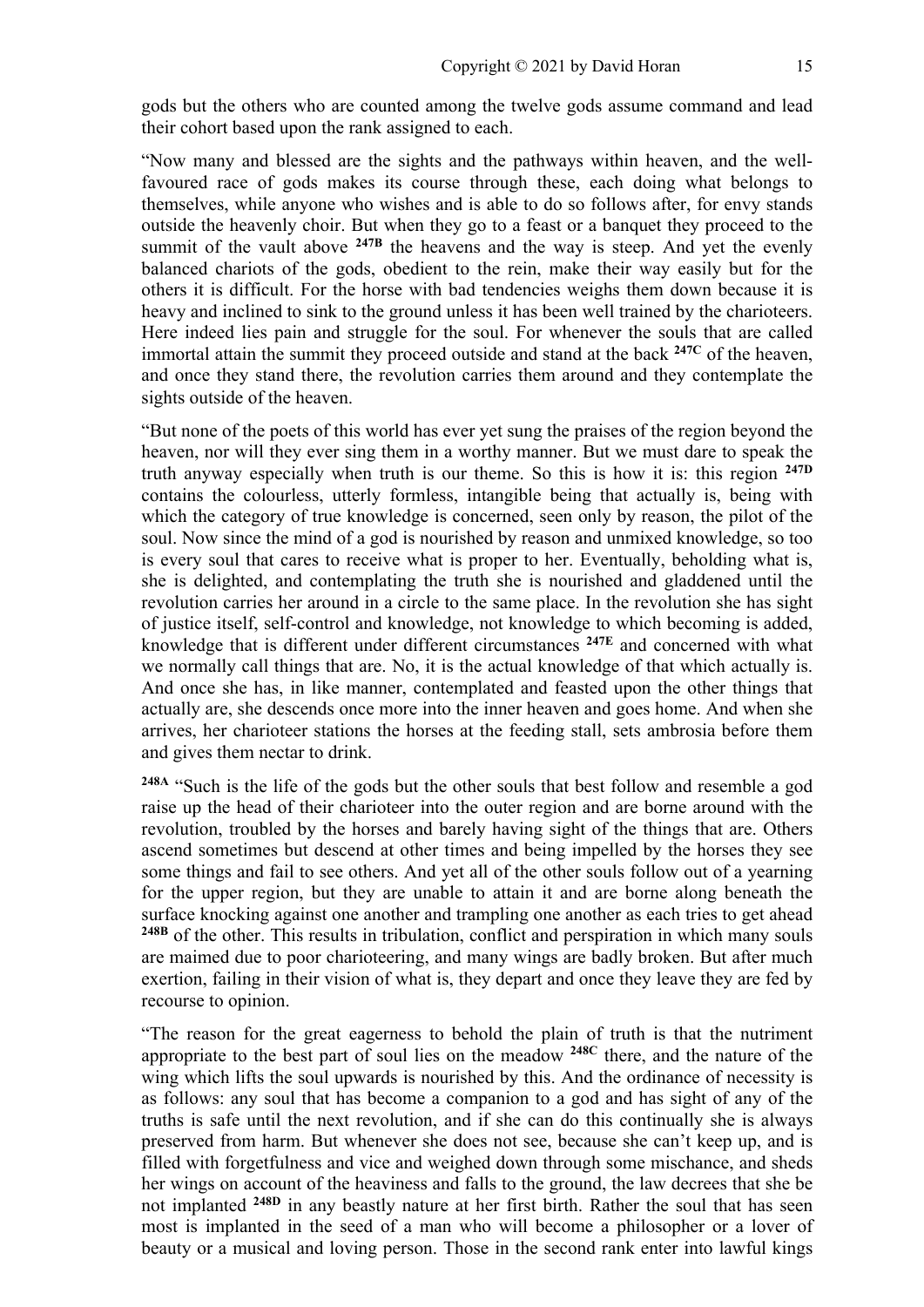gods but the others who are counted among the twelve gods assume command and lead their cohort based upon the rank assigned to each.

"Now many and blessed are the sights and the pathways within heaven, and the well-favoured race of gods makes its course through these, each doing what belongs to themselves, while anyone who wishes and is able to do so follows after, for envy stands outside the heavenly choir. But when they go to a feast or a banquet they proceed to the summit of the vault above **247B** the heavens and the way is steep. And yet the evenly balanced chariots of the gods, obedient to the rein, make their way easily but for the others it is difficult. For the horse with bad tendencies weighs them down because it is heavy and inclined to sink to the ground unless it has been well trained by the charioteers. Here indeed lies pain and struggle for the soul. For whenever the souls that are called immortal attain the summit they proceed outside and stand at the back **247C** of the heaven, and once they stand there, the revolution carries them around and they contemplate the sights outside of the heaven.

"But none of the poets of this world has ever yet sung the praises of the region beyond the heaven, nor will they ever sing them in a worthy manner. But we must dare to speak the truth anyway especially when truth is our theme. So this is how it is: this region **247D** contains the colourless, utterly formless, intangible being that actually is, being with which the category of true knowledge is concerned, seen only by reason, the pilot of the soul. Now since the mind of a god is nourished by reason and unmixed knowledge, so too is every soul that cares to receive what is proper to her. Eventually, beholding what is, she is delighted, and contemplating the truth she is nourished and gladdened until the revolution carries her around in a circle to the same place. In the revolution she has sight of justice itself, self-control and knowledge, not knowledge to which becoming is added, knowledge that is different under different circumstances **247E** and concerned with what we normally call things that are. No, it is the actual knowledge of that which actually is. And once she has, in like manner, contemplated and feasted upon the other things that actually are, she descends once more into the inner heaven and goes home. And when she arrives, her charioteer stations the horses at the feeding stall, sets ambrosia before them and gives them nectar to drink.

**248A** "Such is the life of the gods but the other souls that best follow and resemble a god raise up the head of their charioteer into the outer region and are borne around with the revolution, troubled by the horses and barely having sight of the things that are. Others ascend sometimes but descend at other times and being impelled by the horses they see some things and fail to see others. And yet all of the other souls follow out of a yearning for the upper region, but they are unable to attain it and are borne along beneath the surface knocking against one another and trampling one another as each tries to get ahead **248B** of the other. This results in tribulation, conflict and perspiration in which many souls are maimed due to poor charioteering, and many wings are badly broken. But after much exertion, failing in their vision of what is, they depart and once they leave they are fed by recourse to opinion.

"The reason for the great eagerness to behold the plain of truth is that the nutriment appropriate to the best part of soul lies on the meadow **248C** there, and the nature of the wing which lifts the soul upwards is nourished by this. And the ordinance of necessity is as follows: any soul that has become a companion to a god and has sight of any of the truths is safe until the next revolution, and if she can do this continually she is always preserved from harm. But whenever she does not see, because she can't keep up, and is filled with forgetfulness and vice and weighed down through some mischance, and sheds her wings on account of the heaviness and falls to the ground, the law decrees that she be not implanted **248D** in any beastly nature at her first birth. Rather the soul that has seen most is implanted in the seed of a man who will become a philosopher or a lover of beauty or a musical and loving person. Those in the second rank enter into lawful kings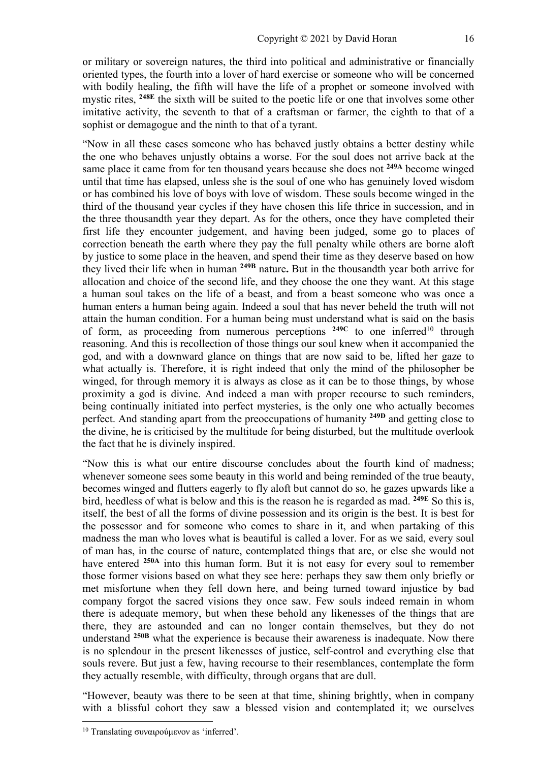or military or sovereign natures, the third into political and administrative or financially oriented types, the fourth into a lover of hard exercise or someone who will be concerned with bodily healing, the fifth will have the life of a prophet or someone involved with mystic rites, **248E** the sixth will be suited to the poetic life or one that involves some other imitative activity, the seventh to that of a craftsman or farmer, the eighth to that of a sophist or demagogue and the ninth to that of a tyrant.

"Now in all these cases someone who has behaved justly obtains a better destiny while the one who behaves unjustly obtains a worse. For the soul does not arrive back at the same place it came from for ten thousand years because she does not **249A** become winged until that time has elapsed, unless she is the soul of one who has genuinely loved wisdom or has combined his love of boys with love of wisdom. These souls become winged in the third of the thousand year cycles if they have chosen this life thrice in succession, and in the three thousandth year they depart. As for the others, once they have completed their first life they encounter judgement, and having been judged, some go to places of correction beneath the earth where they pay the full penalty while others are borne aloft by justice to some place in the heaven, and spend their time as they deserve based on how they lived their life when in human **249B** nature**.** But in the thousandth year both arrive for allocation and choice of the second life, and they choose the one they want. At this stage a human soul takes on the life of a beast, and from a beast someone who was once a human enters a human being again. Indeed a soul that has never beheld the truth will not attain the human condition. For a human being must understand what is said on the basis of form, as proceeding from numerous perceptions **249C** to one inferred[10] through reasoning. And this is recollection of those things our soul knew when it accompanied the god, and with a downward glance on things that are now said to be, lifted her gaze to what actually is. Therefore, it is right indeed that only the mind of the philosopher be winged, for through memory it is always as close as it can be to those things, by whose proximity a god is divine. And indeed a man with proper recourse to such reminders, being continually initiated into perfect mysteries, is the only one who actually becomes perfect. And standing apart from the preoccupations of humanity **249D** and getting close to the divine, he is criticised by the multitude for being disturbed, but the multitude overlook the fact that he is divinely inspired.

"Now this is what our entire discourse concludes about the fourth kind of madness; whenever someone sees some beauty in this world and being reminded of the true beauty, becomes winged and flutters eagerly to fly aloft but cannot do so, he gazes upwards like a bird, heedless of what is below and this is the reason he is regarded as mad. **249E** So this is, itself, the best of all the forms of divine possession and its origin is the best. It is best for the possessor and for someone who comes to share in it, and when partaking of this madness the man who loves what is beautiful is called a lover. For as we said, every soul of man has, in the course of nature, contemplated things that are, or else she would not have entered **250A** into this human form. But it is not easy for every soul to remember those former visions based on what they see here: perhaps they saw them only briefly or met misfortune when they fell down here, and being turned toward injustice by bad company forgot the sacred visions they once saw. Few souls indeed remain in whom there is adequate memory, but when these behold any likenesses of the things that are there, they are astounded and can no longer contain themselves, but they do not understand **250B** what the experience is because their awareness is inadequate. Now there is no splendour in the present likenesses of justice, self-control and everything else that souls revere. But just a few, having recourse to their resemblances, contemplate the form they actually resemble, with difficulty, through organs that are dull.

"However, beauty was there to be seen at that time, shining brightly, when in company with a blissful cohort they saw a blessed vision and contemplated it; we ourselves

[10] Translating συναιρούμενον as 'inferred'.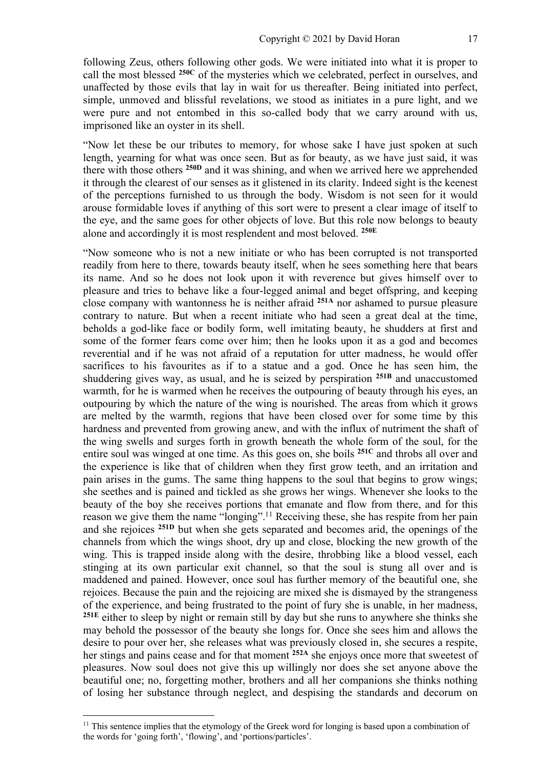following Zeus, others following other gods. We were initiated into what it is proper to call the most blessed **250C** of the mysteries which we celebrated, perfect in ourselves, and unaffected by those evils that lay in wait for us thereafter. Being initiated into perfect, simple, unmoved and blissful revelations, we stood as initiates in a pure light, and we were pure and not entombed in this so-called body that we carry around with us, imprisoned like an oyster in its shell.

"Now let these be our tributes to memory, for whose sake I have just spoken at such length, yearning for what was once seen. But as for beauty, as we have just said, it was there with those others **250D** and it was shining, and when we arrived here we apprehended it through the clearest of our senses as it glistened in its clarity. Indeed sight is the keenest of the perceptions furnished to us through the body. Wisdom is not seen for it would arouse formidable loves if anything of this sort were to present a clear image of itself to the eye, and the same goes for other objects of love. But this role now belongs to beauty alone and accordingly it is most resplendent and most beloved. **250E**

"Now someone who is not a new initiate or who has been corrupted is not transported readily from here to there, towards beauty itself, when he sees something here that bears its name. And so he does not look upon it with reverence but gives himself over to pleasure and tries to behave like a four-legged animal and beget offspring, and keeping close company with wantonness he is neither afraid **251A** nor ashamed to pursue pleasure contrary to nature. But when a recent initiate who had seen a great deal at the time, beholds a god-like face or bodily form, well imitating beauty, he shudders at first and some of the former fears come over him; then he looks upon it as a god and becomes reverential and if he was not afraid of a reputation for utter madness, he would offer sacrifices to his favourites as if to a statue and a god. Once he has seen him, the shuddering gives way, as usual, and he is seized by perspiration **251B** and unaccustomed warmth, for he is warmed when he receives the outpouring of beauty through his eyes, an outpouring by which the nature of the wing is nourished. The areas from which it grows are melted by the warmth, regions that have been closed over for some time by this hardness and prevented from growing anew, and with the influx of nutriment the shaft of the wing swells and surges forth in growth beneath the whole form of the soul, for the entire soul was winged at one time. As this goes on, she boils **251C** and throbs all over and the experience is like that of children when they first grow teeth, and an irritation and pain arises in the gums. The same thing happens to the soul that begins to grow wings; she seethes and is pained and tickled as she grows her wings. Whenever she looks to the beauty of the boy she receives portions that emanate and flow from there, and for this reason we give them the name "longing".[11] Receiving these, she has respite from her pain and she rejoices **251D** but when she gets separated and becomes arid, the openings of the channels from which the wings shoot, dry up and close, blocking the new growth of the wing. This is trapped inside along with the desire, throbbing like a blood vessel, each stinging at its own particular exit channel, so that the soul is stung all over and is maddened and pained. However, once soul has further memory of the beautiful one, she rejoices. Because the pain and the rejoicing are mixed she is dismayed by the strangeness of the experience, and being frustrated to the point of fury she is unable, in her madness, **251E** either to sleep by night or remain still by day but she runs to anywhere she thinks she may behold the possessor of the beauty she longs for. Once she sees him and allows the desire to pour over her, she releases what was previously closed in, she secures a respite, her stings and pains cease and for that moment **252A** she enjoys once more that sweetest of pleasures. Now soul does not give this up willingly nor does she set anyone above the beautiful one; no, forgetting mother, brothers and all her companions she thinks nothing of losing her substance through neglect, and despising the standards and decorum on

[11] This sentence implies that the etymology of the Greek word for longing is based upon a combination of the words for 'going forth', 'flowing', and 'portions/particles'.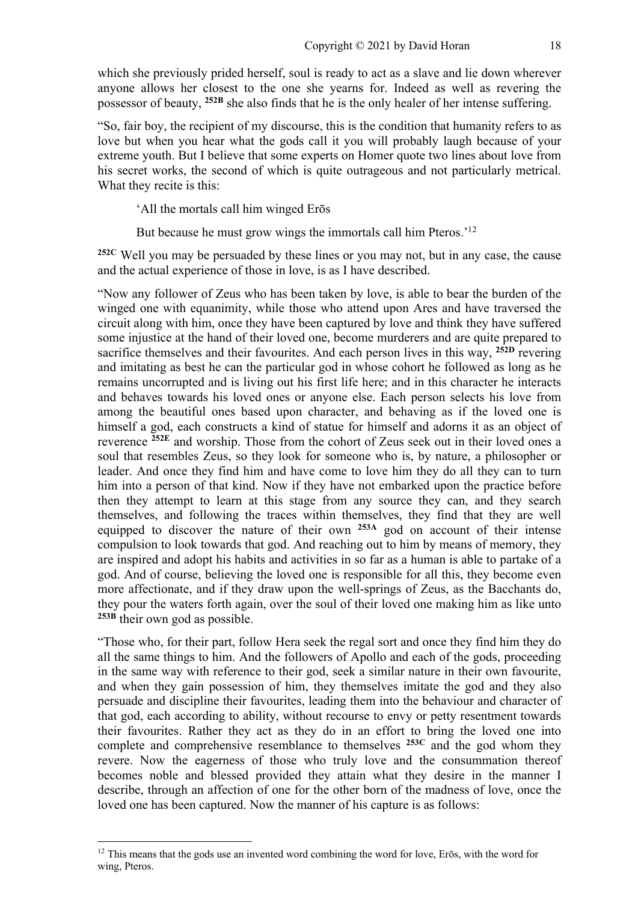which she previously prided herself, soul is ready to act as a slave and lie down wherever anyone allows her closest to the one she yearns for. Indeed as well as revering the possessor of beauty, **252B** she also finds that he is the only healer of her intense suffering.

"So, fair boy, the recipient of my discourse, this is the condition that humanity refers to as love but when you hear what the gods call it you will probably laugh because of your extreme youth. But I believe that some experts on Homer quote two lines about love from his secret works, the second of which is quite outrageous and not particularly metrical. What they recite is this:

> 'All the mortals call him winged Erōs
>
> But because he must grow wings the immortals call him Pteros.'[12]

**252C** Well you may be persuaded by these lines or you may not, but in any case, the cause and the actual experience of those in love, is as I have described.

"Now any follower of Zeus who has been taken by love, is able to bear the burden of the winged one with equanimity, while those who attend upon Ares and have traversed the circuit along with him, once they have been captured by love and think they have suffered some injustice at the hand of their loved one, become murderers and are quite prepared to sacrifice themselves and their favourites. And each person lives in this way, **252D** revering and imitating as best he can the particular god in whose cohort he followed as long as he remains uncorrupted and is living out his first life here; and in this character he interacts and behaves towards his loved ones or anyone else. Each person selects his love from among the beautiful ones based upon character, and behaving as if the loved one is himself a god, each constructs a kind of statue for himself and adorns it as an object of reverence **252E** and worship. Those from the cohort of Zeus seek out in their loved ones a soul that resembles Zeus, so they look for someone who is, by nature, a philosopher or leader. And once they find him and have come to love him they do all they can to turn him into a person of that kind. Now if they have not embarked upon the practice before then they attempt to learn at this stage from any source they can, and they search themselves, and following the traces within themselves, they find that they are well equipped to discover the nature of their own **253A** god on account of their intense compulsion to look towards that god. And reaching out to him by means of memory, they are inspired and adopt his habits and activities in so far as a human is able to partake of a god. And of course, believing the loved one is responsible for all this, they become even more affectionate, and if they draw upon the well-springs of Zeus, as the Bacchants do, they pour the waters forth again, over the soul of their loved one making him as like unto **253B** their own god as possible.

"Those who, for their part, follow Hera seek the regal sort and once they find him they do all the same things to him. And the followers of Apollo and each of the gods, proceeding in the same way with reference to their god, seek a similar nature in their own favourite, and when they gain possession of him, they themselves imitate the god and they also persuade and discipline their favourites, leading them into the behaviour and character of that god, each according to ability, without recourse to envy or petty resentment towards their favourites. Rather they act as they do in an effort to bring the loved one into complete and comprehensive resemblance to themselves **253C** and the god whom they revere. Now the eagerness of those who truly love and the consummation thereof becomes noble and blessed provided they attain what they desire in the manner I describe, through an affection of one for the other born of the madness of love, once the loved one has been captured. Now the manner of his capture is as follows:

---

[12] This means that the gods use an invented word combining the word for love, Erōs, with the word for wing, Pteros.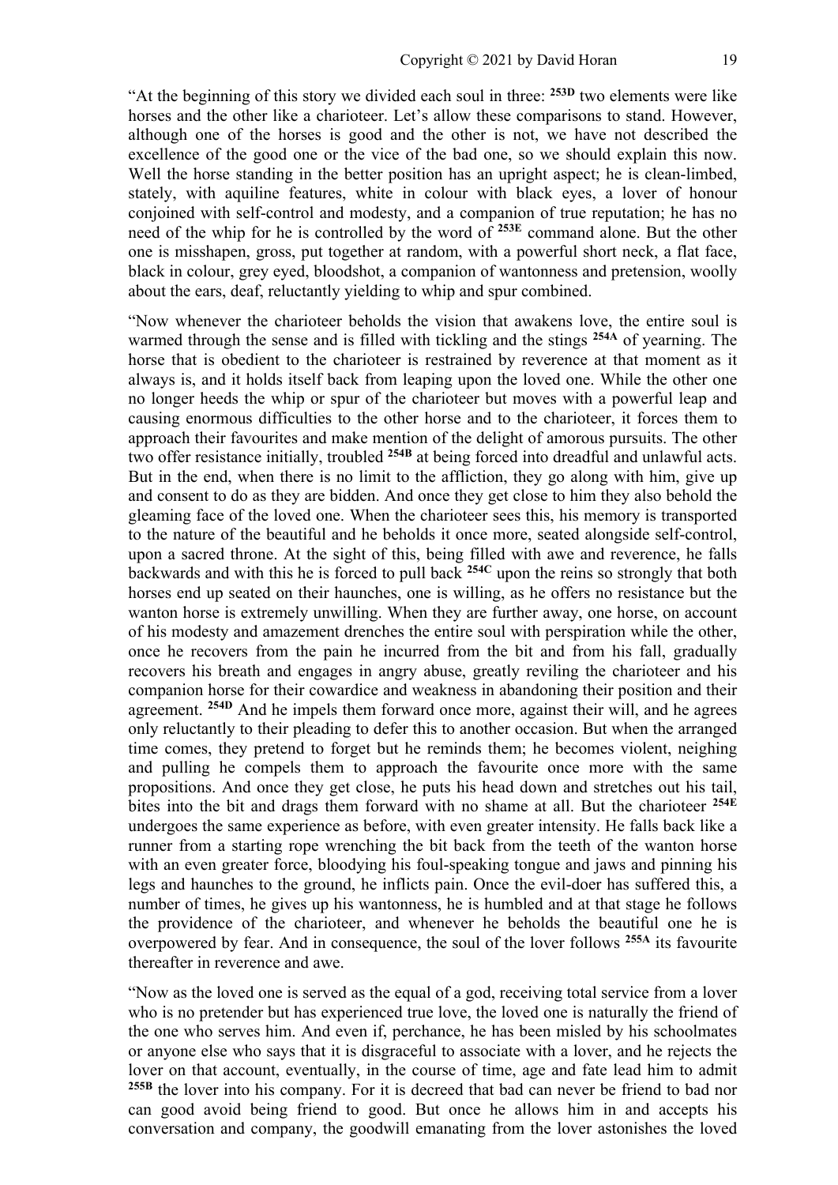"At the beginning of this story we divided each soul in three: **253D** two elements were like horses and the other like a charioteer. Let's allow these comparisons to stand. However, although one of the horses is good and the other is not, we have not described the excellence of the good one or the vice of the bad one, so we should explain this now. Well the horse standing in the better position has an upright aspect; he is clean-limbed, stately, with aquiline features, white in colour with black eyes, a lover of honour conjoined with self-control and modesty, and a companion of true reputation; he has no need of the whip for he is controlled by the word of **253E** command alone. But the other one is misshapen, gross, put together at random, with a powerful short neck, a flat face, black in colour, grey eyed, bloodshot, a companion of wantonness and pretension, woolly about the ears, deaf, reluctantly yielding to whip and spur combined.

"Now whenever the charioteer beholds the vision that awakens love, the entire soul is warmed through the sense and is filled with tickling and the stings **254A** of yearning. The horse that is obedient to the charioteer is restrained by reverence at that moment as it always is, and it holds itself back from leaping upon the loved one. While the other one no longer heeds the whip or spur of the charioteer but moves with a powerful leap and causing enormous difficulties to the other horse and to the charioteer, it forces them to approach their favourites and make mention of the delight of amorous pursuits. The other two offer resistance initially, troubled **254B** at being forced into dreadful and unlawful acts. But in the end, when there is no limit to the affliction, they go along with him, give up and consent to do as they are bidden. And once they get close to him they also behold the gleaming face of the loved one. When the charioteer sees this, his memory is transported to the nature of the beautiful and he beholds it once more, seated alongside self-control, upon a sacred throne. At the sight of this, being filled with awe and reverence, he falls backwards and with this he is forced to pull back **254C** upon the reins so strongly that both horses end up seated on their haunches, one is willing, as he offers no resistance but the wanton horse is extremely unwilling. When they are further away, one horse, on account of his modesty and amazement drenches the entire soul with perspiration while the other, once he recovers from the pain he incurred from the bit and from his fall, gradually recovers his breath and engages in angry abuse, greatly reviling the charioteer and his companion horse for their cowardice and weakness in abandoning their position and their agreement. **254D** And he impels them forward once more, against their will, and he agrees only reluctantly to their pleading to defer this to another occasion. But when the arranged time comes, they pretend to forget but he reminds them; he becomes violent, neighing and pulling he compels them to approach the favourite once more with the same propositions. And once they get close, he puts his head down and stretches out his tail, bites into the bit and drags them forward with no shame at all. But the charioteer **254E** undergoes the same experience as before, with even greater intensity. He falls back like a runner from a starting rope wrenching the bit back from the teeth of the wanton horse with an even greater force, bloodying his foul-speaking tongue and jaws and pinning his legs and haunches to the ground, he inflicts pain. Once the evil-doer has suffered this, a number of times, he gives up his wantonness, he is humbled and at that stage he follows the providence of the charioteer, and whenever he beholds the beautiful one he is overpowered by fear. And in consequence, the soul of the lover follows **255A** its favourite thereafter in reverence and awe.

"Now as the loved one is served as the equal of a god, receiving total service from a lover who is no pretender but has experienced true love, the loved one is naturally the friend of the one who serves him. And even if, perchance, he has been misled by his schoolmates or anyone else who says that it is disgraceful to associate with a lover, and he rejects the lover on that account, eventually, in the course of time, age and fate lead him to admit **255B** the lover into his company. For it is decreed that bad can never be friend to bad nor can good avoid being friend to good. But once he allows him in and accepts his conversation and company, the goodwill emanating from the lover astonishes the loved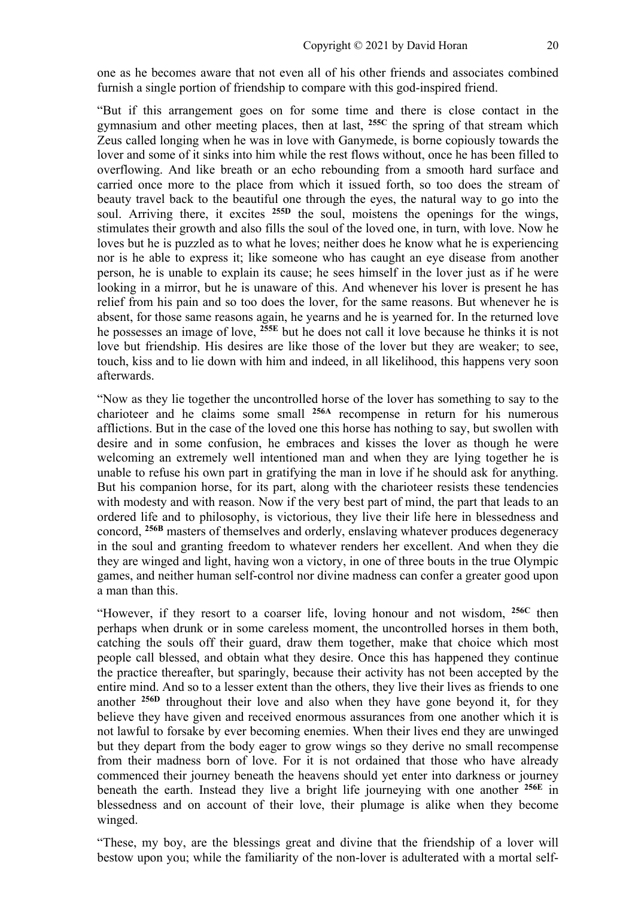one as he becomes aware that not even all of his other friends and associates combined furnish a single portion of friendship to compare with this god-inspired friend.

"But if this arrangement goes on for some time and there is close contact in the gymnasium and other meeting places, then at last, **255C** the spring of that stream which Zeus called longing when he was in love with Ganymede, is borne copiously towards the lover and some of it sinks into him while the rest flows without, once he has been filled to overflowing. And like breath or an echo rebounding from a smooth hard surface and carried once more to the place from which it issued forth, so too does the stream of beauty travel back to the beautiful one through the eyes, the natural way to go into the soul. Arriving there, it excites **255D** the soul, moistens the openings for the wings, stimulates their growth and also fills the soul of the loved one, in turn, with love. Now he loves but he is puzzled as to what he loves; neither does he know what he is experiencing nor is he able to express it; like someone who has caught an eye disease from another person, he is unable to explain its cause; he sees himself in the lover just as if he were looking in a mirror, but he is unaware of this. And whenever his lover is present he has relief from his pain and so too does the lover, for the same reasons. But whenever he is absent, for those same reasons again, he yearns and he is yearned for. In the returned love he possesses an image of love, **255E** but he does not call it love because he thinks it is not love but friendship. His desires are like those of the lover but they are weaker; to see, touch, kiss and to lie down with him and indeed, in all likelihood, this happens very soon afterwards.

"Now as they lie together the uncontrolled horse of the lover has something to say to the charioteer and he claims some small **256A** recompense in return for his numerous afflictions. But in the case of the loved one this horse has nothing to say, but swollen with desire and in some confusion, he embraces and kisses the lover as though he were welcoming an extremely well intentioned man and when they are lying together he is unable to refuse his own part in gratifying the man in love if he should ask for anything. But his companion horse, for its part, along with the charioteer resists these tendencies with modesty and with reason. Now if the very best part of mind, the part that leads to an ordered life and to philosophy, is victorious, they live their life here in blessedness and concord, **256B** masters of themselves and orderly, enslaving whatever produces degeneracy in the soul and granting freedom to whatever renders her excellent. And when they die they are winged and light, having won a victory, in one of three bouts in the true Olympic games, and neither human self-control nor divine madness can confer a greater good upon a man than this.

"However, if they resort to a coarser life, loving honour and not wisdom, **256C** then perhaps when drunk or in some careless moment, the uncontrolled horses in them both, catching the souls off their guard, draw them together, make that choice which most people call blessed, and obtain what they desire. Once this has happened they continue the practice thereafter, but sparingly, because their activity has not been accepted by the entire mind. And so to a lesser extent than the others, they live their lives as friends to one another **256D** throughout their love and also when they have gone beyond it, for they believe they have given and received enormous assurances from one another which it is not lawful to forsake by ever becoming enemies. When their lives end they are unwinged but they depart from the body eager to grow wings so they derive no small recompense from their madness born of love. For it is not ordained that those who have already commenced their journey beneath the heavens should yet enter into darkness or journey beneath the earth. Instead they live a bright life journeying with one another **256E** in blessedness and on account of their love, their plumage is alike when they become winged.

"These, my boy, are the blessings great and divine that the friendship of a lover will bestow upon you; while the familiarity of the non-lover is adulterated with a mortal self-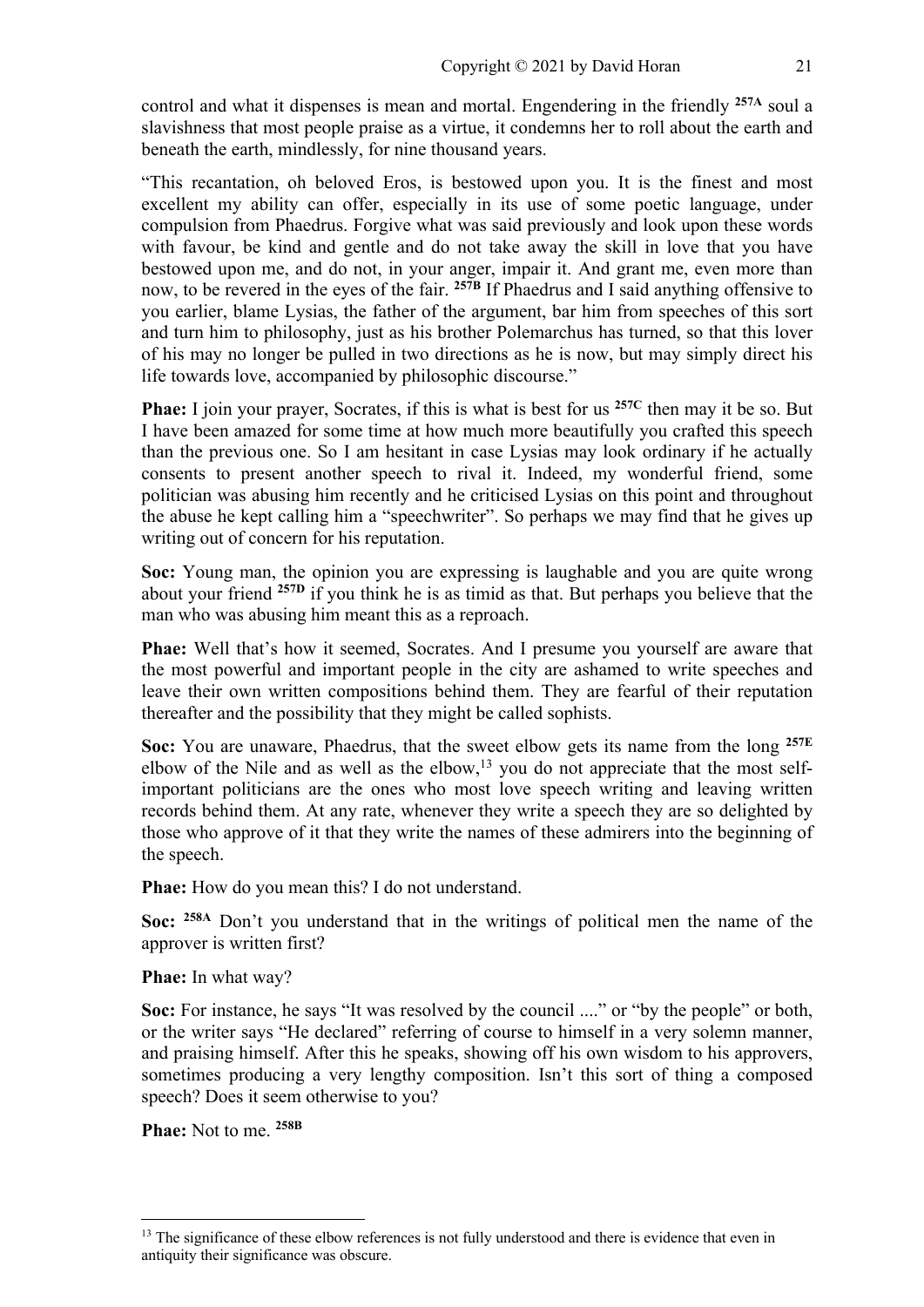control and what it dispenses is mean and mortal. Engendering in the friendly **257A** soul a slavishness that most people praise as a virtue, it condemns her to roll about the earth and beneath the earth, mindlessly, for nine thousand years.

"This recantation, oh beloved Eros, is bestowed upon you. It is the finest and most excellent my ability can offer, especially in its use of some poetic language, under compulsion from Phaedrus. Forgive what was said previously and look upon these words with favour, be kind and gentle and do not take away the skill in love that you have bestowed upon me, and do not, in your anger, impair it. And grant me, even more than now, to be revered in the eyes of the fair. **257B** If Phaedrus and I said anything offensive to you earlier, blame Lysias, the father of the argument, bar him from speeches of this sort and turn him to philosophy, just as his brother Polemarchus has turned, so that this lover of his may no longer be pulled in two directions as he is now, but may simply direct his life towards love, accompanied by philosophic discourse."

**Phae:** I join your prayer, Socrates, if this is what is best for us **257C** then may it be so. But I have been amazed for some time at how much more beautifully you crafted this speech than the previous one. So I am hesitant in case Lysias may look ordinary if he actually consents to present another speech to rival it. Indeed, my wonderful friend, some politician was abusing him recently and he criticised Lysias on this point and throughout the abuse he kept calling him a "speechwriter". So perhaps we may find that he gives up writing out of concern for his reputation.

**Soc:** Young man, the opinion you are expressing is laughable and you are quite wrong about your friend **257D** if you think he is as timid as that. But perhaps you believe that the man who was abusing him meant this as a reproach.

**Phae:** Well that's how it seemed, Socrates. And I presume you yourself are aware that the most powerful and important people in the city are ashamed to write speeches and leave their own written compositions behind them. They are fearful of their reputation thereafter and the possibility that they might be called sophists.

**Soc:** You are unaware, Phaedrus, that the sweet elbow gets its name from the long **257E** elbow of the Nile and as well as the elbow,[13] you do not appreciate that the most self-important politicians are the ones who most love speech writing and leaving written records behind them. At any rate, whenever they write a speech they are so delighted by those who approve of it that they write the names of these admirers into the beginning of the speech.

**Phae:** How do you mean this? I do not understand.

**Soc:** **258A** Don't you understand that in the writings of political men the name of the approver is written first?

**Phae:** In what way?

**Soc:** For instance, he says "It was resolved by the council ...." or "by the people" or both, or the writer says "He declared" referring of course to himself in a very solemn manner, and praising himself. After this he speaks, showing off his own wisdom to his approvers, sometimes producing a very lengthy composition. Isn't this sort of thing a composed speech? Does it seem otherwise to you?

**Phae:** Not to me. **258B**

---

[13] The significance of these elbow references is not fully understood and there is evidence that even in antiquity their significance was obscure.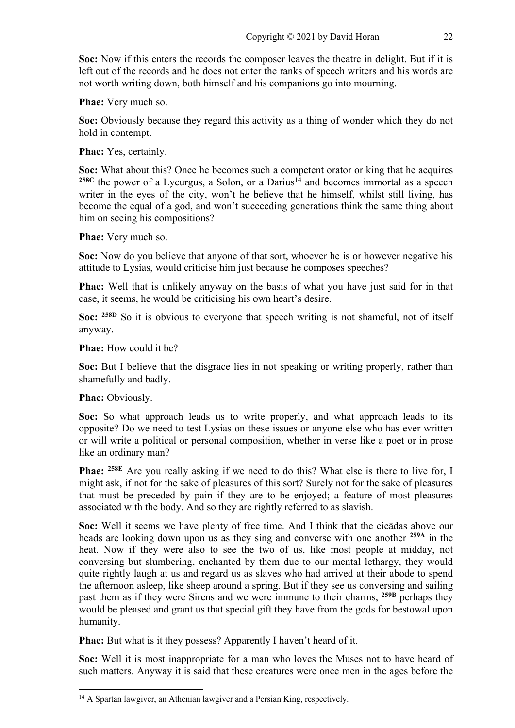**Soc:** Now if this enters the records the composer leaves the theatre in delight. But if it is left out of the records and he does not enter the ranks of speech writers and his words are not worth writing down, both himself and his companions go into mourning.

**Phae:** Very much so.

**Soc:** Obviously because they regard this activity as a thing of wonder which they do not hold in contempt.

**Phae:** Yes, certainly.

**Soc:** What about this? Once he becomes such a competent orator or king that he acquires **258C** the power of a Lycurgus, a Solon, or a Darius[14] and becomes immortal as a speech writer in the eyes of the city, won't he believe that he himself, whilst still living, has become the equal of a god, and won't succeeding generations think the same thing about him on seeing his compositions?

**Phae:** Very much so.

**Soc:** Now do you believe that anyone of that sort, whoever he is or however negative his attitude to Lysias, would criticise him just because he composes speeches?

**Phae:** Well that is unlikely anyway on the basis of what you have just said for in that case, it seems, he would be criticising his own heart's desire.

**Soc:** **258D** So it is obvious to everyone that speech writing is not shameful, not of itself anyway.

**Phae:** How could it be?

**Soc:** But I believe that the disgrace lies in not speaking or writing properly, rather than shamefully and badly.

**Phae:** Obviously.

**Soc:** So what approach leads us to write properly, and what approach leads to its opposite? Do we need to test Lysias on these issues or anyone else who has ever written or will write a political or personal composition, whether in verse like a poet or in prose like an ordinary man?

**Phae:** **258E** Are you really asking if we need to do this? What else is there to live for, I might ask, if not for the sake of pleasures of this sort? Surely not for the sake of pleasures that must be preceded by pain if they are to be enjoyed; a feature of most pleasures associated with the body. And so they are rightly referred to as slavish.

**Soc:** Well it seems we have plenty of free time. And I think that the cicādas above our heads are looking down upon us as they sing and converse with one another **259A** in the heat. Now if they were also to see the two of us, like most people at midday, not conversing but slumbering, enchanted by them due to our mental lethargy, they would quite rightly laugh at us and regard us as slaves who had arrived at their abode to spend the afternoon asleep, like sheep around a spring. But if they see us conversing and sailing past them as if they were Sirens and we were immune to their charms, **259B** perhaps they would be pleased and grant us that special gift they have from the gods for bestowal upon humanity.

**Phae:** But what is it they possess? Apparently I haven't heard of it.

**Soc:** Well it is most inappropriate for a man who loves the Muses not to have heard of such matters. Anyway it is said that these creatures were once men in the ages before the

---

[14] A Spartan lawgiver, an Athenian lawgiver and a Persian King, respectively.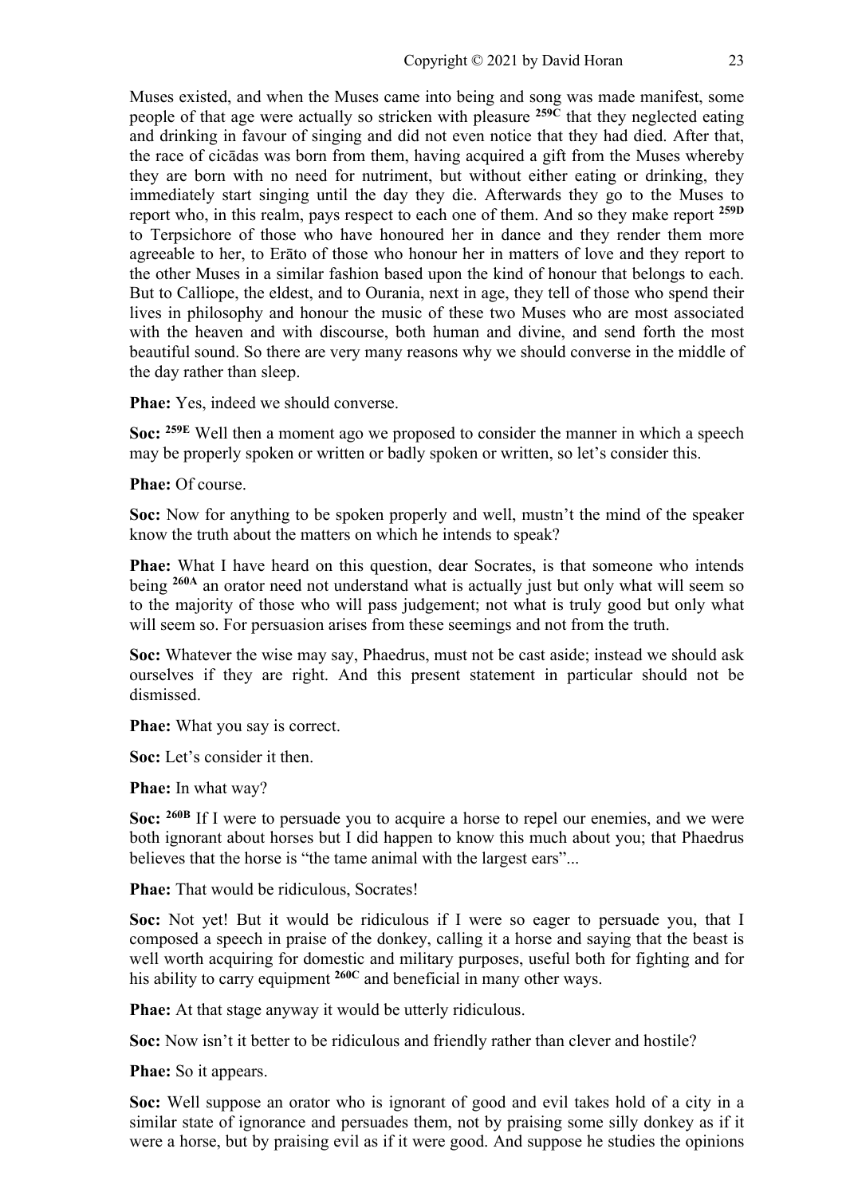Muses existed, and when the Muses came into being and song was made manifest, some people of that age were actually so stricken with pleasure **259C** that they neglected eating and drinking in favour of singing and did not even notice that they had died. After that, the race of cicādas was born from them, having acquired a gift from the Muses whereby they are born with no need for nutriment, but without either eating or drinking, they immediately start singing until the day they die. Afterwards they go to the Muses to report who, in this realm, pays respect to each one of them. And so they make report **259D** to Terpsichore of those who have honoured her in dance and they render them more agreeable to her, to Erāto of those who honour her in matters of love and they report to the other Muses in a similar fashion based upon the kind of honour that belongs to each. But to Calliope, the eldest, and to Ourania, next in age, they tell of those who spend their lives in philosophy and honour the music of these two Muses who are most associated with the heaven and with discourse, both human and divine, and send forth the most beautiful sound. So there are very many reasons why we should converse in the middle of the day rather than sleep.

**Phae:** Yes, indeed we should converse.

**Soc:** **259E** Well then a moment ago we proposed to consider the manner in which a speech may be properly spoken or written or badly spoken or written, so let's consider this.

**Phae:** Of course.

**Soc:** Now for anything to be spoken properly and well, mustn't the mind of the speaker know the truth about the matters on which he intends to speak?

**Phae:** What I have heard on this question, dear Socrates, is that someone who intends being **260A** an orator need not understand what is actually just but only what will seem so to the majority of those who will pass judgement; not what is truly good but only what will seem so. For persuasion arises from these seemings and not from the truth.

**Soc:** Whatever the wise may say, Phaedrus, must not be cast aside; instead we should ask ourselves if they are right. And this present statement in particular should not be dismissed.

**Phae:** What you say is correct.

**Soc:** Let's consider it then.

**Phae:** In what way?

**Soc:** **260B** If I were to persuade you to acquire a horse to repel our enemies, and we were both ignorant about horses but I did happen to know this much about you; that Phaedrus believes that the horse is "the tame animal with the largest ears"...

**Phae:** That would be ridiculous, Socrates!

**Soc:** Not yet! But it would be ridiculous if I were so eager to persuade you, that I composed a speech in praise of the donkey, calling it a horse and saying that the beast is well worth acquiring for domestic and military purposes, useful both for fighting and for his ability to carry equipment **260C** and beneficial in many other ways.

**Phae:** At that stage anyway it would be utterly ridiculous.

**Soc:** Now isn't it better to be ridiculous and friendly rather than clever and hostile?

**Phae:** So it appears.

**Soc:** Well suppose an orator who is ignorant of good and evil takes hold of a city in a similar state of ignorance and persuades them, not by praising some silly donkey as if it were a horse, but by praising evil as if it were good. And suppose he studies the opinions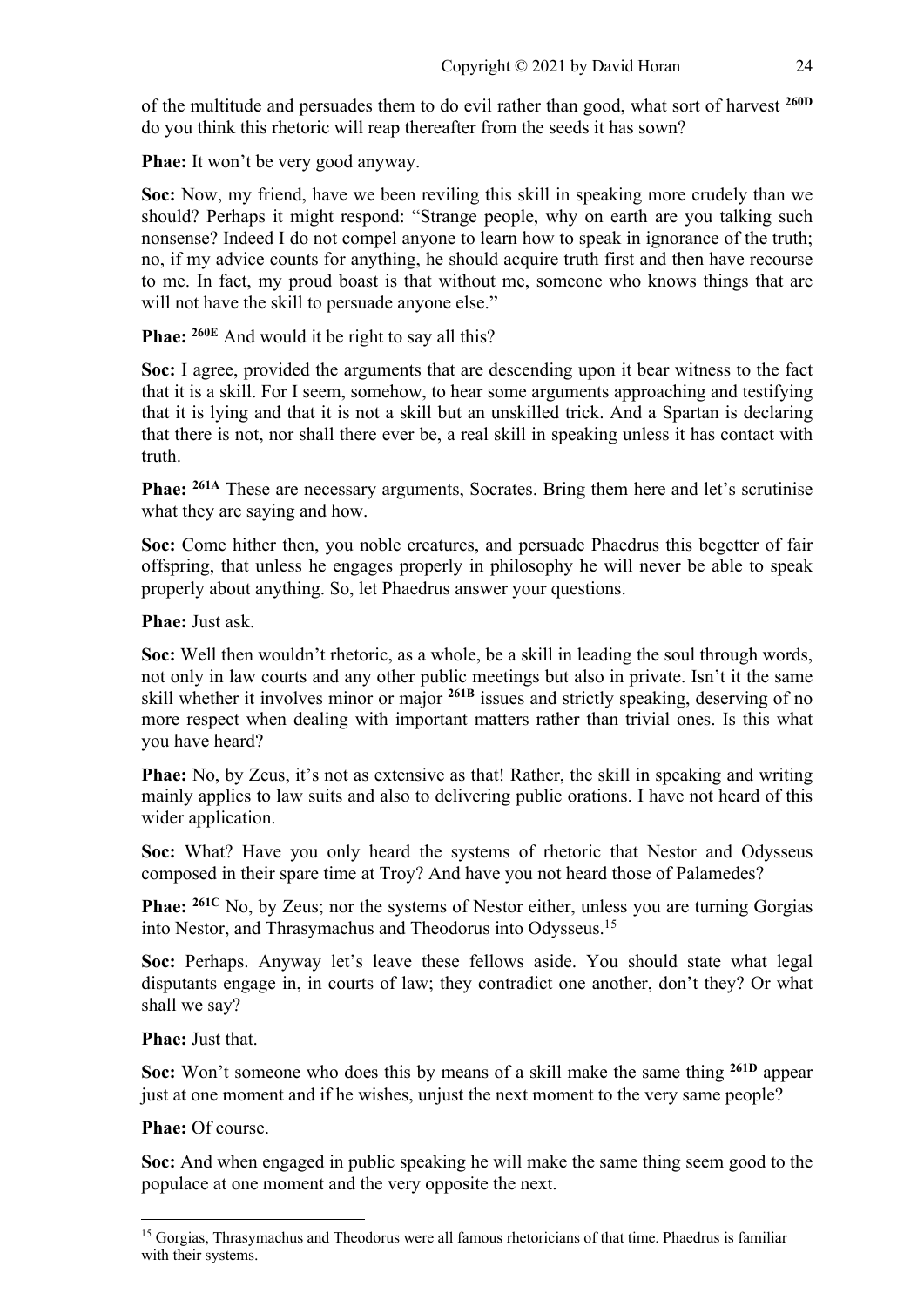of the multitude and persuades them to do evil rather than good, what sort of harvest **260D** do you think this rhetoric will reap thereafter from the seeds it has sown?

**Phae:** It won't be very good anyway.

**Soc:** Now, my friend, have we been reviling this skill in speaking more crudely than we should? Perhaps it might respond: "Strange people, why on earth are you talking such nonsense? Indeed I do not compel anyone to learn how to speak in ignorance of the truth; no, if my advice counts for anything, he should acquire truth first and then have recourse to me. In fact, my proud boast is that without me, someone who knows things that are will not have the skill to persuade anyone else."

**Phae:** **260E** And would it be right to say all this?

**Soc:** I agree, provided the arguments that are descending upon it bear witness to the fact that it is a skill. For I seem, somehow, to hear some arguments approaching and testifying that it is lying and that it is not a skill but an unskilled trick. And a Spartan is declaring that there is not, nor shall there ever be, a real skill in speaking unless it has contact with truth.

**Phae:** **261A** These are necessary arguments, Socrates. Bring them here and let's scrutinise what they are saying and how.

**Soc:** Come hither then, you noble creatures, and persuade Phaedrus this begetter of fair offspring, that unless he engages properly in philosophy he will never be able to speak properly about anything. So, let Phaedrus answer your questions.

**Phae:** Just ask.

**Soc:** Well then wouldn't rhetoric, as a whole, be a skill in leading the soul through words, not only in law courts and any other public meetings but also in private. Isn't it the same skill whether it involves minor or major **261B** issues and strictly speaking, deserving of no more respect when dealing with important matters rather than trivial ones. Is this what you have heard?

**Phae:** No, by Zeus, it's not as extensive as that! Rather, the skill in speaking and writing mainly applies to law suits and also to delivering public orations. I have not heard of this wider application.

**Soc:** What? Have you only heard the systems of rhetoric that Nestor and Odysseus composed in their spare time at Troy? And have you not heard those of Palamedes?

**Phae:** **261C** No, by Zeus; nor the systems of Nestor either, unless you are turning Gorgias into Nestor, and Thrasymachus and Theodorus into Odysseus.[15]

**Soc:** Perhaps. Anyway let's leave these fellows aside. You should state what legal disputants engage in, in courts of law; they contradict one another, don't they? Or what shall we say?

**Phae:** Just that.

**Soc:** Won't someone who does this by means of a skill make the same thing **261D** appear just at one moment and if he wishes, unjust the next moment to the very same people?

**Phae:** Of course.

**Soc:** And when engaged in public speaking he will make the same thing seem good to the populace at one moment and the very opposite the next.

[15] Gorgias, Thrasymachus and Theodorus were all famous rhetoricians of that time. Phaedrus is familiar with their systems.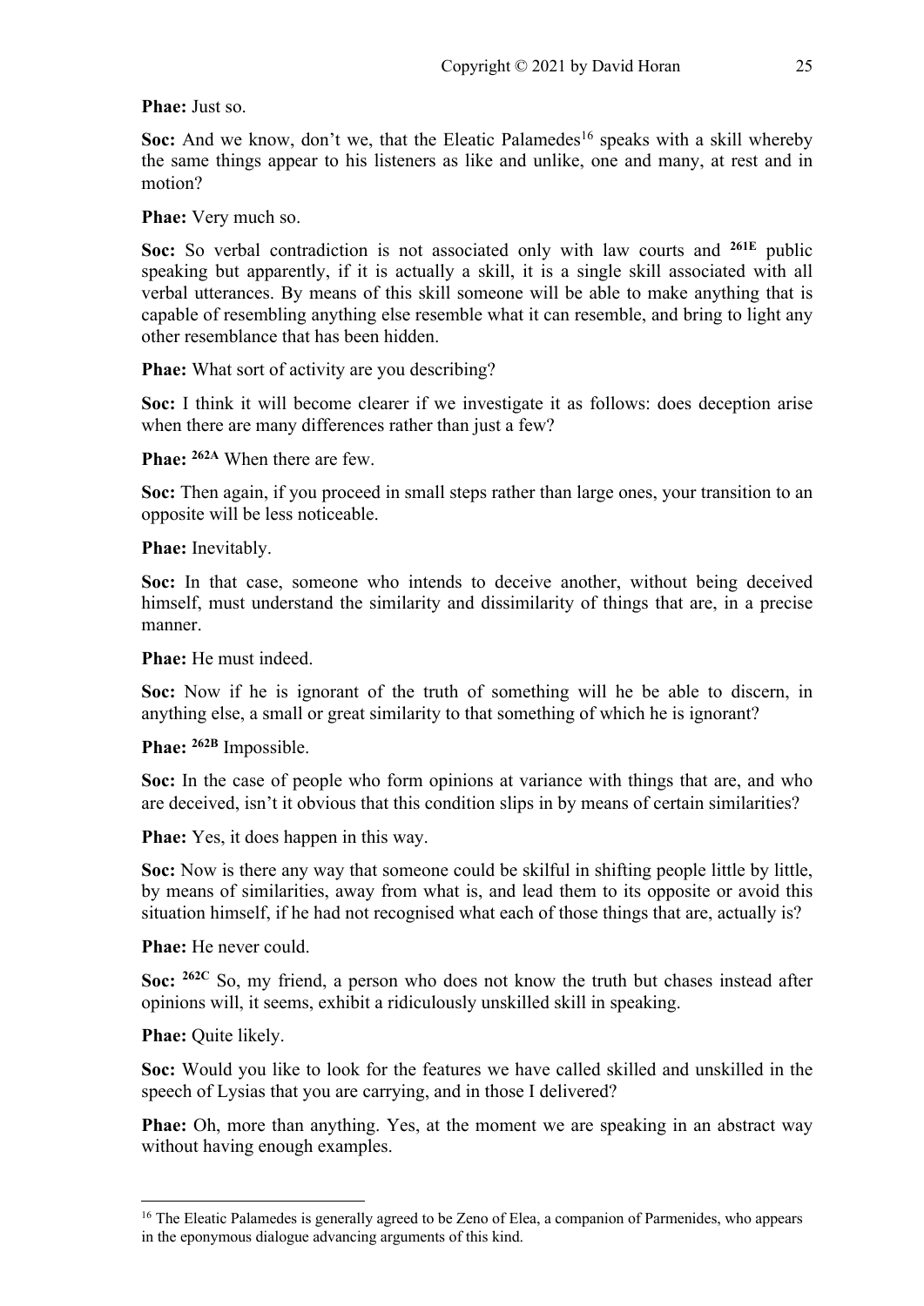**Phae:** Just so.

**Soc:** And we know, don't we, that the Eleatic Palamedes[16] speaks with a skill whereby the same things appear to his listeners as like and unlike, one and many, at rest and in motion?

**Phae:** Very much so.

**Soc:** So verbal contradiction is not associated only with law courts and **261E** public speaking but apparently, if it is actually a skill, it is a single skill associated with all verbal utterances. By means of this skill someone will be able to make anything that is capable of resembling anything else resemble what it can resemble, and bring to light any other resemblance that has been hidden.

**Phae:** What sort of activity are you describing?

**Soc:** I think it will become clearer if we investigate it as follows: does deception arise when there are many differences rather than just a few?

**Phae:** **262A** When there are few.

**Soc:** Then again, if you proceed in small steps rather than large ones, your transition to an opposite will be less noticeable.

**Phae:** Inevitably.

**Soc:** In that case, someone who intends to deceive another, without being deceived himself, must understand the similarity and dissimilarity of things that are, in a precise manner.

**Phae:** He must indeed.

**Soc:** Now if he is ignorant of the truth of something will he be able to discern, in anything else, a small or great similarity to that something of which he is ignorant?

**Phae:** **262B** Impossible.

**Soc:** In the case of people who form opinions at variance with things that are, and who are deceived, isn't it obvious that this condition slips in by means of certain similarities?

**Phae:** Yes, it does happen in this way.

**Soc:** Now is there any way that someone could be skilful in shifting people little by little, by means of similarities, away from what is, and lead them to its opposite or avoid this situation himself, if he had not recognised what each of those things that are, actually is?

**Phae:** He never could.

**Soc:** **262C** So, my friend, a person who does not know the truth but chases instead after opinions will, it seems, exhibit a ridiculously unskilled skill in speaking.

**Phae:** Quite likely.

**Soc:** Would you like to look for the features we have called skilled and unskilled in the speech of Lysias that you are carrying, and in those I delivered?

**Phae:** Oh, more than anything. Yes, at the moment we are speaking in an abstract way without having enough examples.

---

[16] The Eleatic Palamedes is generally agreed to be Zeno of Elea, a companion of Parmenides, who appears in the eponymous dialogue advancing arguments of this kind.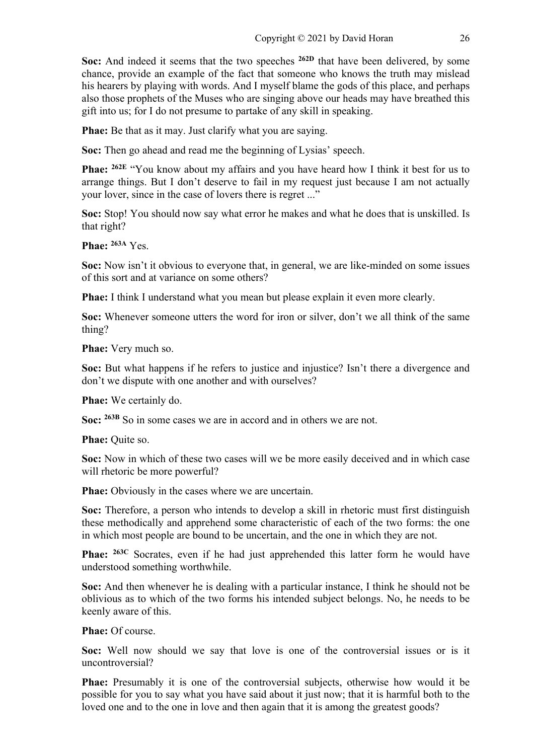**Soc:** And indeed it seems that the two speeches [262D] that have been delivered, by some chance, provide an example of the fact that someone who knows the truth may mislead his hearers by playing with words. And I myself blame the gods of this place, and perhaps also those prophets of the Muses who are singing above our heads may have breathed this gift into us; for I do not presume to partake of any skill in speaking.

**Phae:** Be that as it may. Just clarify what you are saying.

**Soc:** Then go ahead and read me the beginning of Lysias' speech.

**Phae:** [262E] "You know about my affairs and you have heard how I think it best for us to arrange things. But I don't deserve to fail in my request just because I am not actually your lover, since in the case of lovers there is regret ..."

**Soc:** Stop! You should now say what error he makes and what he does that is unskilled. Is that right?

**Phae:** [263A] Yes.

**Soc:** Now isn't it obvious to everyone that, in general, we are like-minded on some issues of this sort and at variance on some others?

**Phae:** I think I understand what you mean but please explain it even more clearly.

**Soc:** Whenever someone utters the word for iron or silver, don't we all think of the same thing?

**Phae:** Very much so.

**Soc:** But what happens if he refers to justice and injustice? Isn't there a divergence and don't we dispute with one another and with ourselves?

**Phae:** We certainly do.

**Soc:** [263B] So in some cases we are in accord and in others we are not.

**Phae:** Quite so.

**Soc:** Now in which of these two cases will we be more easily deceived and in which case will rhetoric be more powerful?

**Phae:** Obviously in the cases where we are uncertain.

**Soc:** Therefore, a person who intends to develop a skill in rhetoric must first distinguish these methodically and apprehend some characteristic of each of the two forms: the one in which most people are bound to be uncertain, and the one in which they are not.

**Phae:** [263C] Socrates, even if he had just apprehended this latter form he would have understood something worthwhile.

**Soc:** And then whenever he is dealing with a particular instance, I think he should not be oblivious as to which of the two forms his intended subject belongs. No, he needs to be keenly aware of this.

**Phae:** Of course.

**Soc:** Well now should we say that love is one of the controversial issues or is it uncontroversial?

**Phae:** Presumably it is one of the controversial subjects, otherwise how would it be possible for you to say what you have said about it just now; that it is harmful both to the loved one and to the one in love and then again that it is among the greatest goods?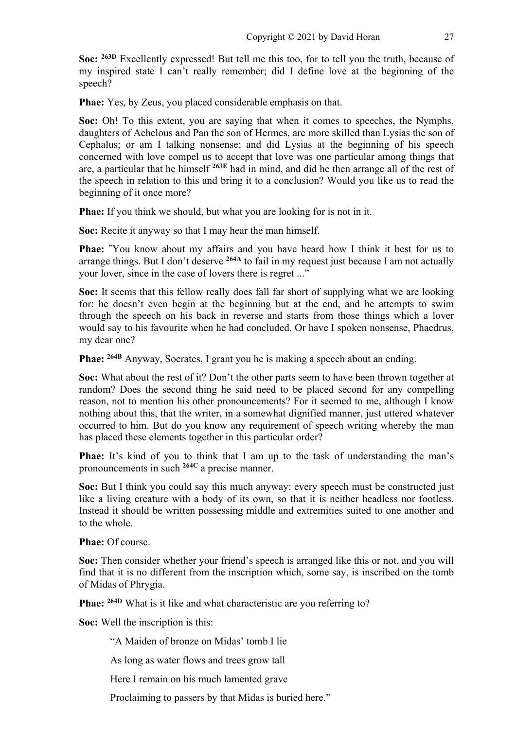**Soc:** [263D] Excellently expressed! But tell me this too, for to tell you the truth, because of my inspired state I can't really remember; did I define love at the beginning of the speech?

**Phae:** Yes, by Zeus, you placed considerable emphasis on that.

**Soc:** Oh! To this extent, you are saying that when it comes to speeches, the Nymphs, daughters of Achelous and Pan the son of Hermes, are more skilled than Lysias the son of Cephalus; or am I talking nonsense; and did Lysias at the beginning of his speech concerned with love compel us to accept that love was one particular among things that are, a particular that he himself [263E] had in mind, and did he then arrange all of the rest of the speech in relation to this and bring it to a conclusion? Would you like us to read the beginning of it once more?

**Phae:** If you think we should, but what you are looking for is not in it.

**Soc:** Recite it anyway so that I may hear the man himself.

**Phae:** "You know about my affairs and you have heard how I think it best for us to arrange things. But I don't deserve [264A] to fail in my request just because I am not actually your lover, since in the case of lovers there is regret ..."

**Soc:** It seems that this fellow really does fall far short of supplying what we are looking for: he doesn't even begin at the beginning but at the end, and he attempts to swim through the speech on his back in reverse and starts from those things which a lover would say to his favourite when he had concluded. Or have I spoken nonsense, Phaedrus, my dear one?

**Phae:** [264B] Anyway, Socrates, I grant you he is making a speech about an ending.

**Soc:** What about the rest of it? Don't the other parts seem to have been thrown together at random? Does the second thing he said need to be placed second for any compelling reason, not to mention his other pronouncements? For it seemed to me, although I know nothing about this, that the writer, in a somewhat dignified manner, just uttered whatever occurred to him. But do you know any requirement of speech writing whereby the man has placed these elements together in this particular order?

**Phae:** It's kind of you to think that I am up to the task of understanding the man's pronouncements in such [264C] a precise manner.

**Soc:** But I think you could say this much anyway: every speech must be constructed just like a living creature with a body of its own, so that it is neither headless nor footless. Instead it should be written possessing middle and extremities suited to one another and to the whole.

**Phae:** Of course.

**Soc:** Then consider whether your friend's speech is arranged like this or not, and you will find that it is no different from the inscription which, some say, is inscribed on the tomb of Midas of Phrygia.

**Phae:** [264D] What is it like and what characteristic are you referring to?

**Soc:** Well the inscription is this:

> "A Maiden of bronze on Midas' tomb I lie
>
> As long as water flows and trees grow tall
>
> Here I remain on his much lamented grave
>
> Proclaiming to passers by that Midas is buried here."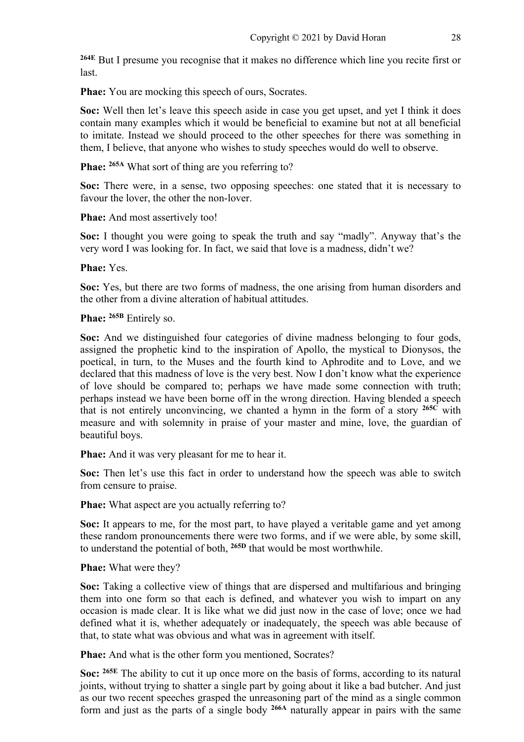[264E] But I presume you recognise that it makes no difference which line you recite first or last.

**Phae:** You are mocking this speech of ours, Socrates.

**Soc:** Well then let's leave this speech aside in case you get upset, and yet I think it does contain many examples which it would be beneficial to examine but not at all beneficial to imitate. Instead we should proceed to the other speeches for there was something in them, I believe, that anyone who wishes to study speeches would do well to observe.

**Phae:** [265A] What sort of thing are you referring to?

**Soc:** There were, in a sense, two opposing speeches: one stated that it is necessary to favour the lover, the other the non-lover.

**Phae:** And most assertively too!

**Soc:** I thought you were going to speak the truth and say "madly". Anyway that's the very word I was looking for. In fact, we said that love is a madness, didn't we?

**Phae:** Yes.

**Soc:** Yes, but there are two forms of madness, the one arising from human disorders and the other from a divine alteration of habitual attitudes.

**Phae:** [265B] Entirely so.

**Soc:** And we distinguished four categories of divine madness belonging to four gods, assigned the prophetic kind to the inspiration of Apollo, the mystical to Dionysos, the poetical, in turn, to the Muses and the fourth kind to Aphrodite and to Love, and we declared that this madness of love is the very best. Now I don't know what the experience of love should be compared to; perhaps we have made some connection with truth; perhaps instead we have been borne off in the wrong direction. Having blended a speech that is not entirely unconvincing, we chanted a hymn in the form of a story [265C] with measure and with solemnity in praise of your master and mine, love, the guardian of beautiful boys.

**Phae:** And it was very pleasant for me to hear it.

**Soc:** Then let's use this fact in order to understand how the speech was able to switch from censure to praise.

**Phae:** What aspect are you actually referring to?

**Soc:** It appears to me, for the most part, to have played a veritable game and yet among these random pronouncements there were two forms, and if we were able, by some skill, to understand the potential of both, [265D] that would be most worthwhile.

**Phae:** What were they?

**Soc:** Taking a collective view of things that are dispersed and multifarious and bringing them into one form so that each is defined, and whatever you wish to impart on any occasion is made clear. It is like what we did just now in the case of love; once we had defined what it is, whether adequately or inadequately, the speech was able because of that, to state what was obvious and what was in agreement with itself.

**Phae:** And what is the other form you mentioned, Socrates?

**Soc:** [265E] The ability to cut it up once more on the basis of forms, according to its natural joints, without trying to shatter a single part by going about it like a bad butcher. And just as our two recent speeches grasped the unreasoning part of the mind as a single common form and just as the parts of a single body [266A] naturally appear in pairs with the same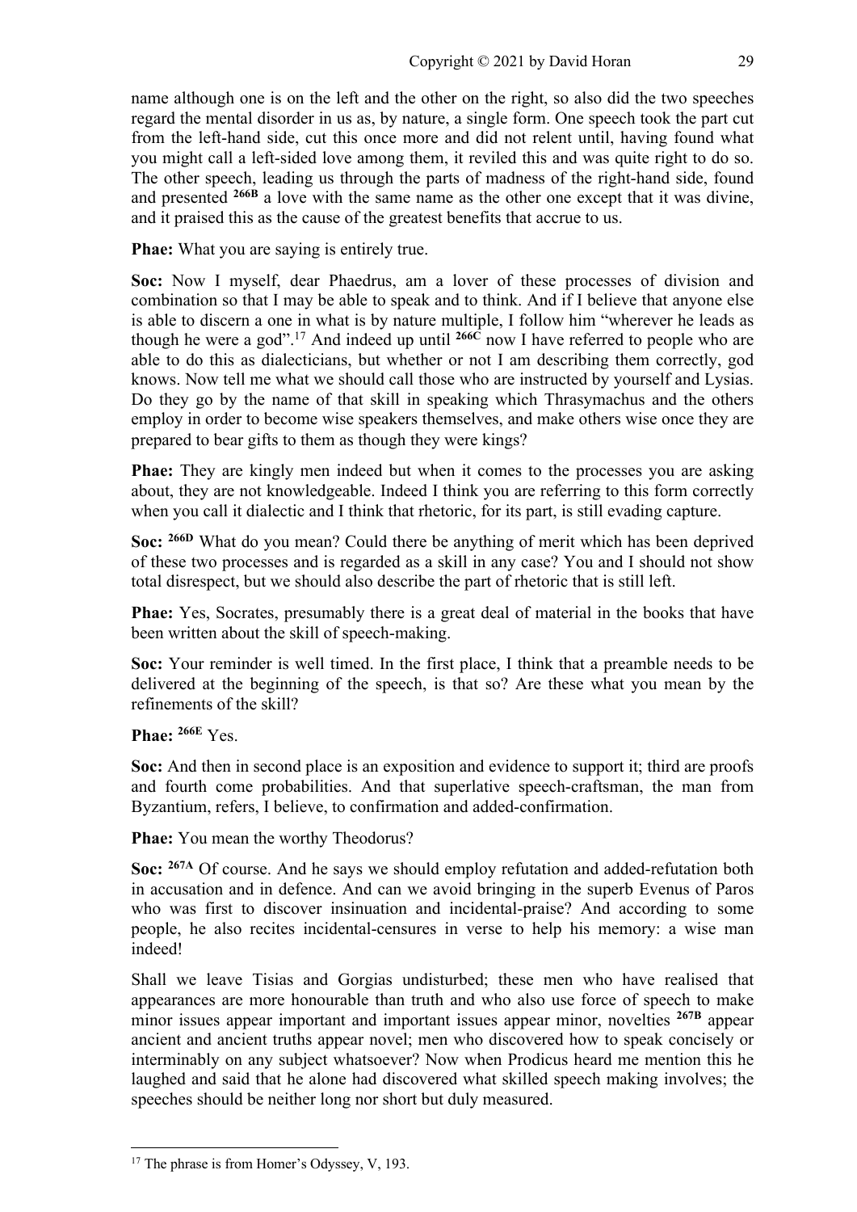name although one is on the left and the other on the right, so also did the two speeches regard the mental disorder in us as, by nature, a single form. One speech took the part cut from the left-hand side, cut this one more and did not relent until, having found what you might call a left-sided love among them, it reviled this and was quite right to do so. The other speech, leading us through the parts of madness of the right-hand side, found and presented **266B** a love with the same name as the other one except that it was divine, and it praised this as the cause of the greatest benefits that accrue to us.

**Phae:** What you are saying is entirely true.

**Soc:** Now I myself, dear Phaedrus, am a lover of these processes of division and combination so that I may be able to speak and to think. And if I believe that anyone else is able to discern a one in what is by nature multiple, I follow him "wherever he leads as though he were a god".[17] And indeed up until **266C** now I have referred to people who are able to do this as dialecticians, but whether or not I am describing them correctly, god knows. Now tell me what we should call those who are instructed by yourself and Lysias. Do they go by the name of that skill in speaking which Thrasymachus and the others employ in order to become wise speakers themselves, and make others wise once they are prepared to bear gifts to them as though they were kings?

**Phae:** They are kingly men indeed but when it comes to the processes you are asking about, they are not knowledgeable. Indeed I think you are referring to this form correctly when you call it dialectic and I think that rhetoric, for its part, is still evading capture.

**Soc:** **266D** What do you mean? Could there be anything of merit which has been deprived of these two processes and is regarded as a skill in any case? You and I should not show total disrespect, but we should also describe the part of rhetoric that is still left.

**Phae:** Yes, Socrates, presumably there is a great deal of material in the books that have been written about the skill of speech-making.

**Soc:** Your reminder is well timed. In the first place, I think that a preamble needs to be delivered at the beginning of the speech, is that so? Are these what you mean by the refinements of the skill?

**Phae:** **266E** Yes.

**Soc:** And then in second place is an exposition and evidence to support it; third are proofs and fourth come probabilities. And that superlative speech-craftsman, the man from Byzantium, refers, I believe, to confirmation and added-confirmation.

**Phae:** You mean the worthy Theodorus?

**Soc:** **267A** Of course. And he says we should employ refutation and added-refutation both in accusation and in defence. And can we avoid bringing in the superb Evenus of Paros who was first to discover insinuation and incidental-praise? And according to some people, he also recites incidental-censures in verse to help his memory: a wise man indeed!

Shall we leave Tisias and Gorgias undisturbed; these men who have realised that appearances are more honourable than truth and who also use force of speech to make minor issues appear important and important issues appear minor, novelties **267B** appear ancient and ancient truths appear novel; men who discovered how to speak concisely or interminably on any subject whatsoever? Now when Prodicus heard me mention this he laughed and said that he alone had discovered what skilled speech making involves; the speeches should be neither long nor short but duly measured.

---

[17] The phrase is from Homer's Odyssey, V, 193.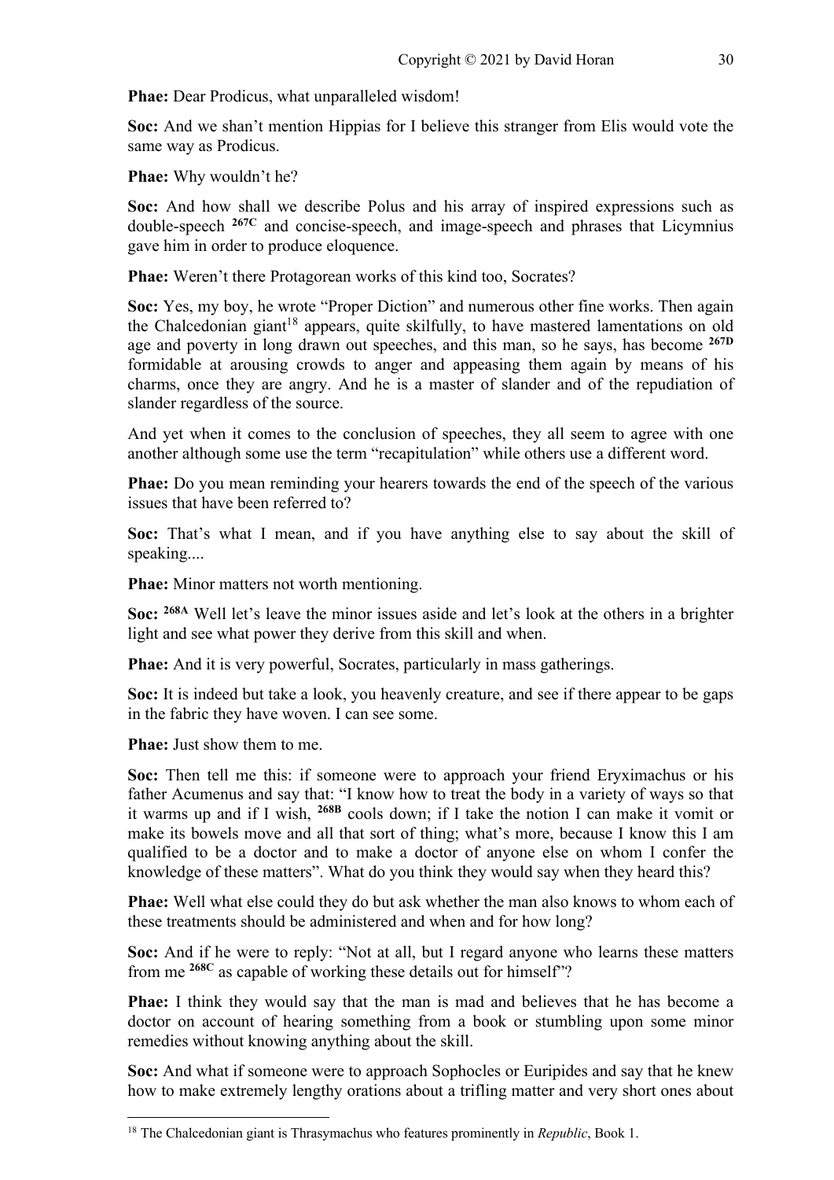**Phae:** Dear Prodicus, what unparalleled wisdom!

**Soc:** And we shan't mention Hippias for I believe this stranger from Elis would vote the same way as Prodicus.

**Phae:** Why wouldn't he?

**Soc:** And how shall we describe Polus and his array of inspired expressions such as double-speech **267C** and concise-speech, and image-speech and phrases that Licymnius gave him in order to produce eloquence.

**Phae:** Weren't there Protagorean works of this kind too, Socrates?

**Soc:** Yes, my boy, he wrote "Proper Diction" and numerous other fine works. Then again the Chalcedonian giant[18] appears, quite skilfully, to have mastered lamentations on old age and poverty in long drawn out speeches, and this man, so he says, has become **267D** formidable at arousing crowds to anger and appeasing them again by means of his charms, once they are angry. And he is a master of slander and of the repudiation of slander regardless of the source.

And yet when it comes to the conclusion of speeches, they all seem to agree with one another although some use the term "recapitulation" while others use a different word.

**Phae:** Do you mean reminding your hearers towards the end of the speech of the various issues that have been referred to?

**Soc:** That's what I mean, and if you have anything else to say about the skill of speaking....

**Phae:** Minor matters not worth mentioning.

**Soc:** **268A** Well let's leave the minor issues aside and let's look at the others in a brighter light and see what power they derive from this skill and when.

**Phae:** And it is very powerful, Socrates, particularly in mass gatherings.

**Soc:** It is indeed but take a look, you heavenly creature, and see if there appear to be gaps in the fabric they have woven. I can see some.

**Phae:** Just show them to me.

**Soc:** Then tell me this: if someone were to approach your friend Eryximachus or his father Acumenus and say that: "I know how to treat the body in a variety of ways so that it warms up and if I wish, **268B** cools down; if I take the notion I can make it vomit or make its bowels move and all that sort of thing; what's more, because I know this I am qualified to be a doctor and to make a doctor of anyone else on whom I confer the knowledge of these matters". What do you think they would say when they heard this?

**Phae:** Well what else could they do but ask whether the man also knows to whom each of these treatments should be administered and when and for how long?

**Soc:** And if he were to reply: "Not at all, but I regard anyone who learns these matters from me **268C** as capable of working these details out for himself"?

**Phae:** I think they would say that the man is mad and believes that he has become a doctor on account of hearing something from a book or stumbling upon some minor remedies without knowing anything about the skill.

**Soc:** And what if someone were to approach Sophocles or Euripides and say that he knew how to make extremely lengthy orations about a trifling matter and very short ones about

[18] The Chalcedonian giant is Thrasymachus who features prominently in *Republic*, Book 1.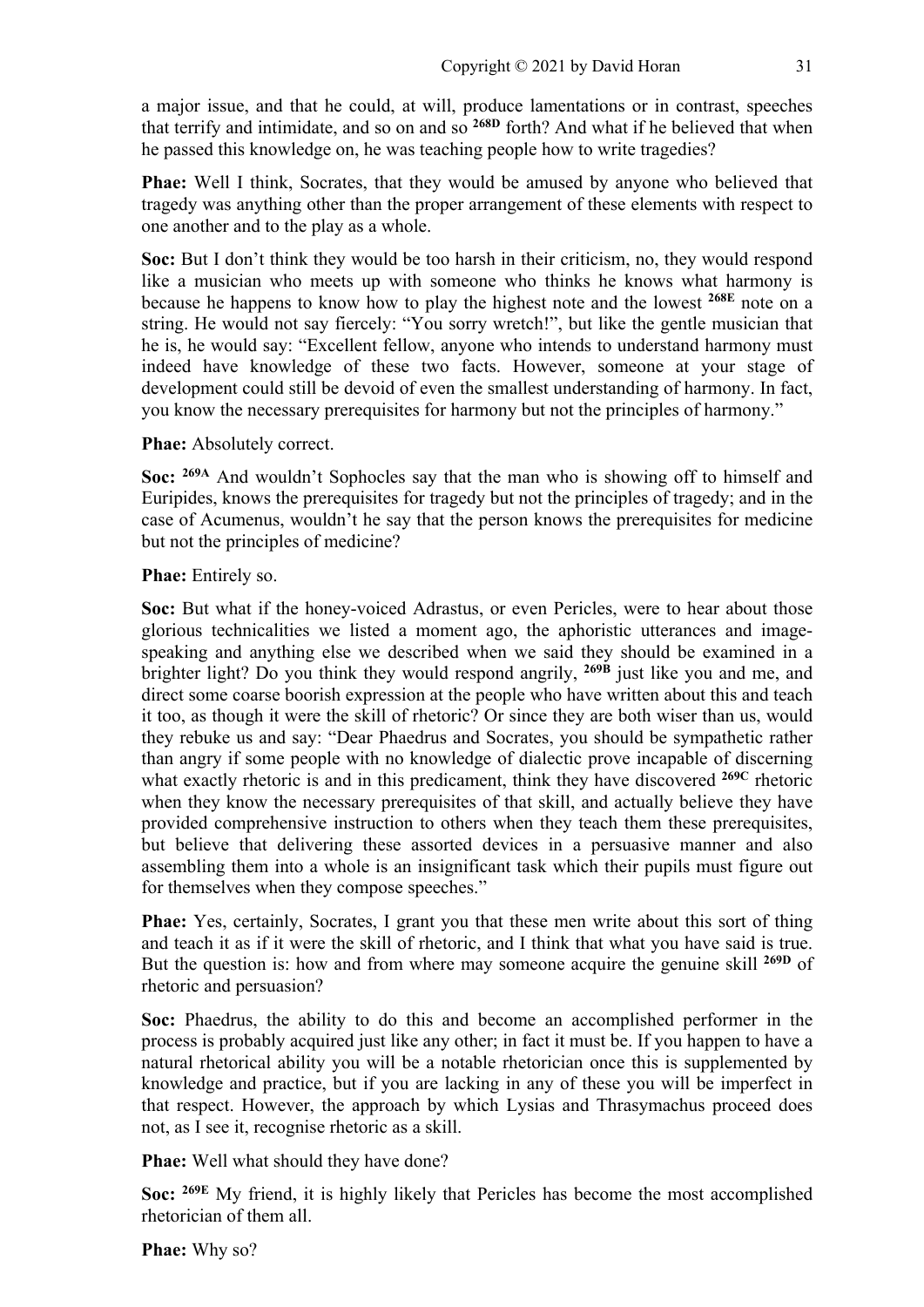a major issue, and that he could, at will, produce lamentations or in contrast, speeches that terrify and intimidate, and so on and so **268D** forth? And what if he believed that when he passed this knowledge on, he was teaching people how to write tragedies?

**Phae:** Well I think, Socrates, that they would be amused by anyone who believed that tragedy was anything other than the proper arrangement of these elements with respect to one another and to the play as a whole.

**Soc:** But I don't think they would be too harsh in their criticism, no, they would respond like a musician who meets up with someone who thinks he knows what harmony is because he happens to know how to play the highest note and the lowest **268E** note on a string. He would not say fiercely: "You sorry wretch!", but like the gentle musician that he is, he would say: "Excellent fellow, anyone who intends to understand harmony must indeed have knowledge of these two facts. However, someone at your stage of development could still be devoid of even the smallest understanding of harmony. In fact, you know the necessary prerequisites for harmony but not the principles of harmony."

**Phae:** Absolutely correct.

**Soc:** **269A** And wouldn't Sophocles say that the man who is showing off to himself and Euripides, knows the prerequisites for tragedy but not the principles of tragedy; and in the case of Acumenus, wouldn't he say that the person knows the prerequisites for medicine but not the principles of medicine?

**Phae:** Entirely so.

**Soc:** But what if the honey-voiced Adrastus, or even Pericles, were to hear about those glorious technicalities we listed a moment ago, the aphoristic utterances and image-speaking and anything else we described when we said they should be examined in a brighter light? Do you think they would respond angrily, **269B** just like you and me, and direct some coarse boorish expression at the people who have written about this and teach it too, as though it were the skill of rhetoric? Or since they are both wiser than us, would they rebuke us and say: "Dear Phaedrus and Socrates, you should be sympathetic rather than angry if some people with no knowledge of dialectic prove incapable of discerning what exactly rhetoric is and in this predicament, think they have discovered **269C** rhetoric when they know the necessary prerequisites of that skill, and actually believe they have provided comprehensive instruction to others when they teach them these prerequisites, but believe that delivering these assorted devices in a persuasive manner and also assembling them into a whole is an insignificant task which their pupils must figure out for themselves when they compose speeches."

**Phae:** Yes, certainly, Socrates, I grant you that these men write about this sort of thing and teach it as if it were the skill of rhetoric, and I think that what you have said is true. But the question is: how and from where may someone acquire the genuine skill **269D** of rhetoric and persuasion?

**Soc:** Phaedrus, the ability to do this and become an accomplished performer in the process is probably acquired just like any other; in fact it must be. If you happen to have a natural rhetorical ability you will be a notable rhetorician once this is supplemented by knowledge and practice, but if you are lacking in any of these you will be imperfect in that respect. However, the approach by which Lysias and Thrasymachus proceed does not, as I see it, recognise rhetoric as a skill.

**Phae:** Well what should they have done?

**Soc:** **269E** My friend, it is highly likely that Pericles has become the most accomplished rhetorician of them all.

**Phae:** Why so?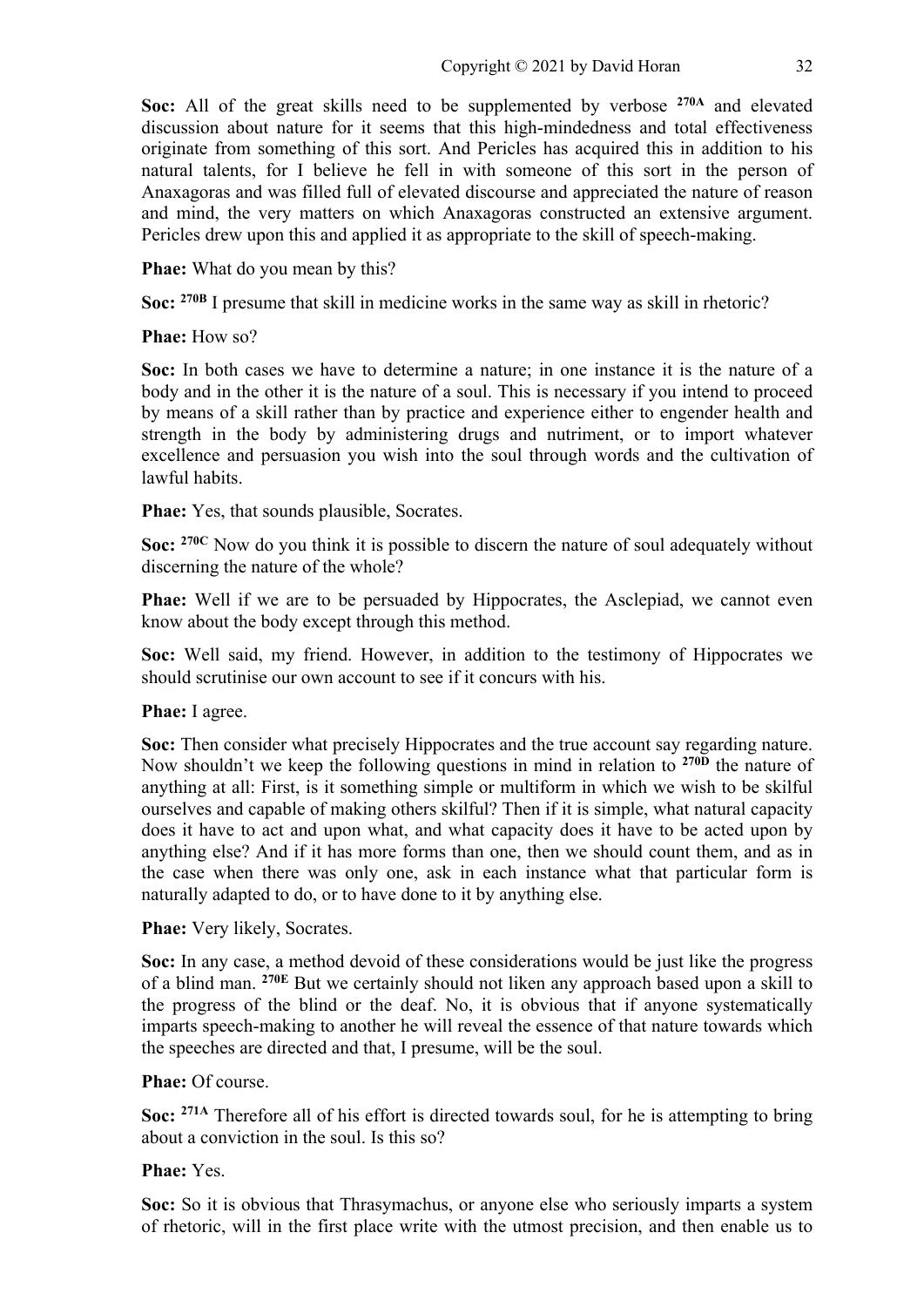**Soc:** All of the great skills need to be supplemented by verbose **270A** and elevated discussion about nature for it seems that this high-mindedness and total effectiveness originate from something of this sort. And Pericles has acquired this in addition to his natural talents, for I believe he fell in with someone of this sort in the person of Anaxagoras and was filled full of elevated discourse and appreciated the nature of reason and mind, the very matters on which Anaxagoras constructed an extensive argument. Pericles drew upon this and applied it as appropriate to the skill of speech-making.

**Phae:** What do you mean by this?

**Soc:** **270B** I presume that skill in medicine works in the same way as skill in rhetoric?

**Phae:** How so?

**Soc:** In both cases we have to determine a nature; in one instance it is the nature of a body and in the other it is the nature of a soul. This is necessary if you intend to proceed by means of a skill rather than by practice and experience either to engender health and strength in the body by administering drugs and nutriment, or to import whatever excellence and persuasion you wish into the soul through words and the cultivation of lawful habits.

**Phae:** Yes, that sounds plausible, Socrates.

**Soc:** **270C** Now do you think it is possible to discern the nature of soul adequately without discerning the nature of the whole?

**Phae:** Well if we are to be persuaded by Hippocrates, the Asclepiad, we cannot even know about the body except through this method.

**Soc:** Well said, my friend. However, in addition to the testimony of Hippocrates we should scrutinise our own account to see if it concurs with his.

**Phae:** I agree.

**Soc:** Then consider what precisely Hippocrates and the true account say regarding nature. Now shouldn't we keep the following questions in mind in relation to **270D** the nature of anything at all: First, is it something simple or multiform in which we wish to be skilful ourselves and capable of making others skilful? Then if it is simple, what natural capacity does it have to act and upon what, and what capacity does it have to be acted upon by anything else? And if it has more forms than one, then we should count them, and as in the case when there was only one, ask in each instance what that particular form is naturally adapted to do, or to have done to it by anything else.

**Phae:** Very likely, Socrates.

**Soc:** In any case, a method devoid of these considerations would be just like the progress of a blind man. **270E** But we certainly should not liken any approach based upon a skill to the progress of the blind or the deaf. No, it is obvious that if anyone systematically imparts speech-making to another he will reveal the essence of that nature towards which the speeches are directed and that, I presume, will be the soul.

**Phae:** Of course.

**Soc:** **271A** Therefore all of his effort is directed towards soul, for he is attempting to bring about a conviction in the soul. Is this so?

**Phae:** Yes.

**Soc:** So it is obvious that Thrasymachus, or anyone else who seriously imparts a system of rhetoric, will in the first place write with the utmost precision, and then enable us to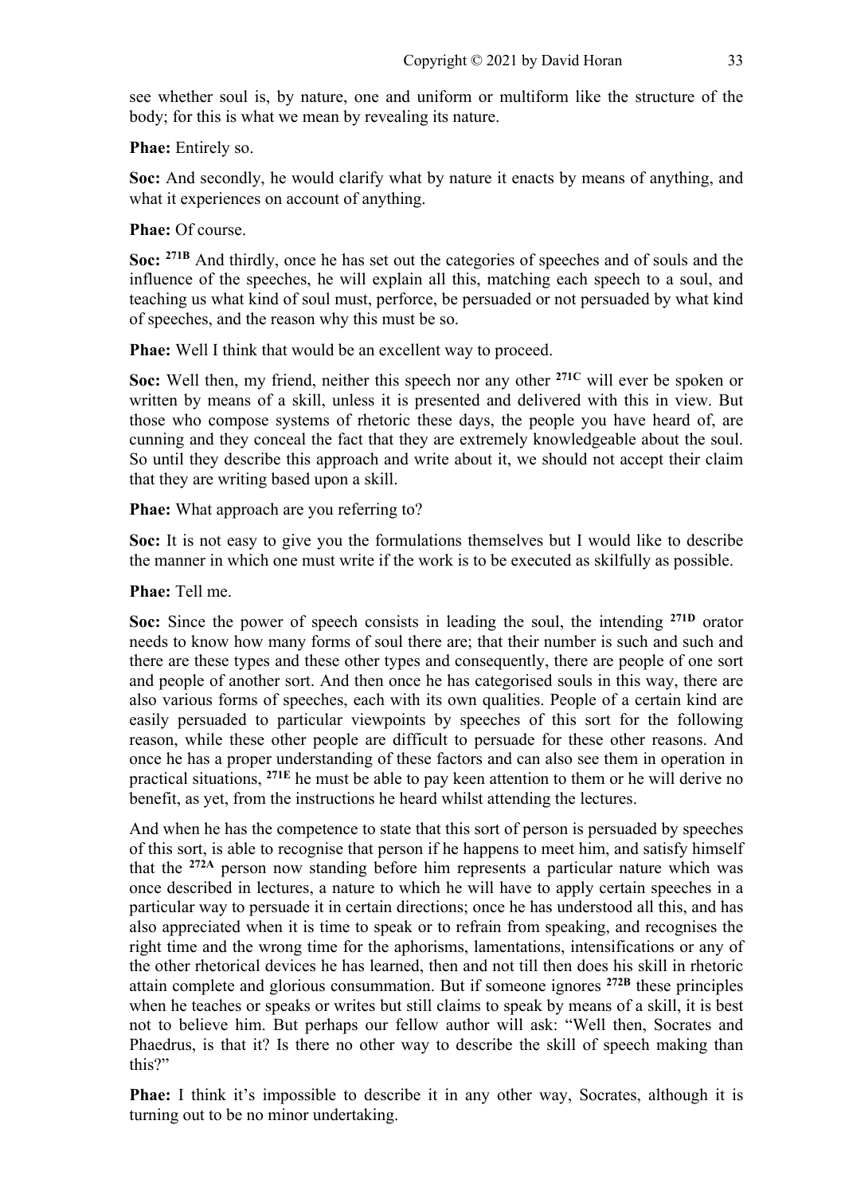see whether soul is, by nature, one and uniform or multiform like the structure of the body; for this is what we mean by revealing its nature.

**Phae:** Entirely so.

**Soc:** And secondly, he would clarify what by nature it enacts by means of anything, and what it experiences on account of anything.

**Phae:** Of course.

**Soc:** **271B** And thirdly, once he has set out the categories of speeches and of souls and the influence of the speeches, he will explain all this, matching each speech to a soul, and teaching us what kind of soul must, perforce, be persuaded or not persuaded by what kind of speeches, and the reason why this must be so.

**Phae:** Well I think that would be an excellent way to proceed.

**Soc:** Well then, my friend, neither this speech nor any other **271C** will ever be spoken or written by means of a skill, unless it is presented and delivered with this in view. But those who compose systems of rhetoric these days, the people you have heard of, are cunning and they conceal the fact that they are extremely knowledgeable about the soul. So until they describe this approach and write about it, we should not accept their claim that they are writing based upon a skill.

**Phae:** What approach are you referring to?

**Soc:** It is not easy to give you the formulations themselves but I would like to describe the manner in which one must write if the work is to be executed as skilfully as possible.

**Phae:** Tell me.

**Soc:** Since the power of speech consists in leading the soul, the intending **271D** orator needs to know how many forms of soul there are; that their number is such and such and there are these types and these other types and consequently, there are people of one sort and people of another sort. And then once he has categorised souls in this way, there are also various forms of speeches, each with its own qualities. People of a certain kind are easily persuaded to particular viewpoints by speeches of this sort for the following reason, while these other people are difficult to persuade for these other reasons. And once he has a proper understanding of these factors and can also see them in operation in practical situations, **271E** he must be able to pay keen attention to them or he will derive no benefit, as yet, from the instructions he heard whilst attending the lectures.

And when he has the competence to state that this sort of person is persuaded by speeches of this sort, is able to recognise that person if he happens to meet him, and satisfy himself that the **272A** person now standing before him represents a particular nature which was once described in lectures, a nature to which he will have to apply certain speeches in a particular way to persuade it in certain directions; once he has understood all this, and has also appreciated when it is time to speak or to refrain from speaking, and recognises the right time and the wrong time for the aphorisms, lamentations, intensifications or any of the other rhetorical devices he has learned, then and not till then does his skill in rhetoric attain complete and glorious consummation. But if someone ignores **272B** these principles when he teaches or speaks or writes but still claims to speak by means of a skill, it is best not to believe him. But perhaps our fellow author will ask: "Well then, Socrates and Phaedrus, is that it? Is there no other way to describe the skill of speech making than this?"

**Phae:** I think it's impossible to describe it in any other way, Socrates, although it is turning out to be no minor undertaking.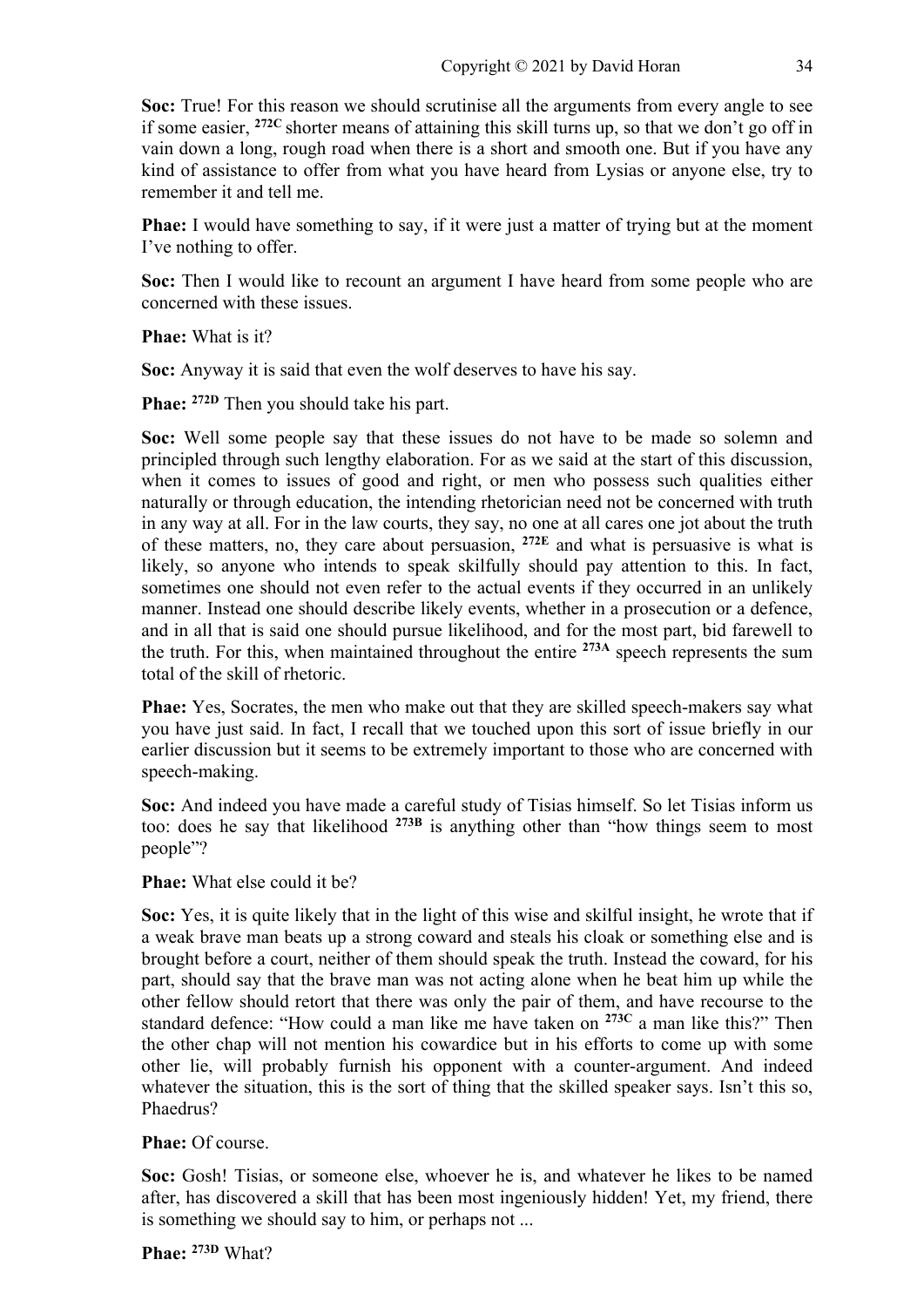**Soc:** True! For this reason we should scrutinise all the arguments from every angle to see if some easier, [272C] shorter means of attaining this skill turns up, so that we don't go off in vain down a long, rough road when there is a short and smooth one. But if you have any kind of assistance to offer from what you have heard from Lysias or anyone else, try to remember it and tell me.

**Phae:** I would have something to say, if it were just a matter of trying but at the moment I've nothing to offer.

**Soc:** Then I would like to recount an argument I have heard from some people who are concerned with these issues.

**Phae:** What is it?

**Soc:** Anyway it is said that even the wolf deserves to have his say.

**Phae:** [272D] Then you should take his part.

**Soc:** Well some people say that these issues do not have to be made so solemn and principled through such lengthy elaboration. For as we said at the start of this discussion, when it comes to issues of good and right, or men who possess such qualities either naturally or through education, the intending rhetorician need not be concerned with truth in any way at all. For in the law courts, they say, no one at all cares one jot about the truth of these matters, no, they care about persuasion, [272E] and what is persuasive is what is likely, so anyone who intends to speak skilfully should pay attention to this. In fact, sometimes one should not even refer to the actual events if they occurred in an unlikely manner. Instead one should describe likely events, whether in a prosecution or a defence, and in all that is said one should pursue likelihood, and for the most part, bid farewell to the truth. For this, when maintained throughout the entire [273A] speech represents the sum total of the skill of rhetoric.

**Phae:** Yes, Socrates, the men who make out that they are skilled speech-makers say what you have just said. In fact, I recall that we touched upon this sort of issue briefly in our earlier discussion but it seems to be extremely important to those who are concerned with speech-making.

**Soc:** And indeed you have made a careful study of Tisias himself. So let Tisias inform us too: does he say that likelihood [273B] is anything other than "how things seem to most people"?

**Phae:** What else could it be?

**Soc:** Yes, it is quite likely that in the light of this wise and skilful insight, he wrote that if a weak brave man beats up a strong coward and steals his cloak or something else and is brought before a court, neither of them should speak the truth. Instead the coward, for his part, should say that the brave man was not acting alone when he beat him up while the other fellow should retort that there was only the pair of them, and have recourse to the standard defence: "How could a man like me have taken on [273C] a man like this?" Then the other chap will not mention his cowardice but in his efforts to come up with some other lie, will probably furnish his opponent with a counter-argument. And indeed whatever the situation, this is the sort of thing that the skilled speaker says. Isn't this so, Phaedrus?

**Phae:** Of course.

**Soc:** Gosh! Tisias, or someone else, whoever he is, and whatever he likes to be named after, has discovered a skill that has been most ingeniously hidden! Yet, my friend, there is something we should say to him, or perhaps not ...

**Phae:** [273D] What?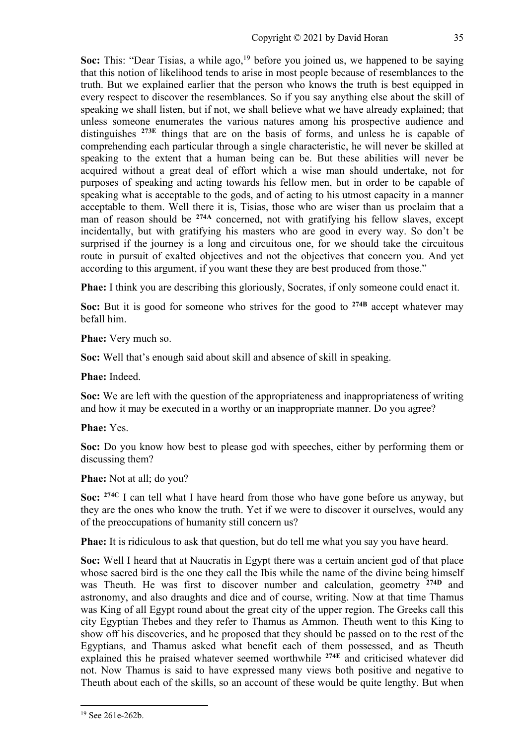**Soc:** This: "Dear Tisias, a while ago,[19] before you joined us, we happened to be saying that this notion of likelihood tends to arise in most people because of resemblances to the truth. But we explained earlier that the person who knows the truth is best equipped in every respect to discover the resemblances. So if you say anything else about the skill of speaking we shall listen, but if not, we shall believe what we have already explained; that unless someone enumerates the various natures among his prospective audience and distinguishes **273E** things that are on the basis of forms, and unless he is capable of comprehending each particular through a single characteristic, he will never be skilled at speaking to the extent that a human being can be. But these abilities will never be acquired without a great deal of effort which a wise man should undertake, not for purposes of speaking and acting towards his fellow men, but in order to be capable of speaking what is acceptable to the gods, and of acting to his utmost capacity in a manner acceptable to them. Well there it is, Tisias, those who are wiser than us proclaim that a man of reason should be **274A** concerned, not with gratifying his fellow slaves, except incidentally, but with gratifying his masters who are good in every way. So don't be surprised if the journey is a long and circuitous one, for we should take the circuitous route in pursuit of exalted objectives and not the objectives that concern you. And yet according to this argument, if you want these they are best produced from those."

**Phae:** I think you are describing this gloriously, Socrates, if only someone could enact it.

**Soc:** But it is good for someone who strives for the good to **274B** accept whatever may befall him.

**Phae:** Very much so.

**Soc:** Well that's enough said about skill and absence of skill in speaking.

**Phae:** Indeed.

**Soc:** We are left with the question of the appropriateness and inappropriateness of writing and how it may be executed in a worthy or an inappropriate manner. Do you agree?

**Phae:** Yes.

**Soc:** Do you know how best to please god with speeches, either by performing them or discussing them?

**Phae:** Not at all; do you?

**Soc:** **274C** I can tell what I have heard from those who have gone before us anyway, but they are the ones who know the truth. Yet if we were to discover it ourselves, would any of the preoccupations of humanity still concern us?

**Phae:** It is ridiculous to ask that question, but do tell me what you say you have heard.

**Soc:** Well I heard that at Naucratis in Egypt there was a certain ancient god of that place whose sacred bird is the one they call the Ibis while the name of the divine being himself was Theuth. He was first to discover number and calculation, geometry **274D** and astronomy, and also draughts and dice and of course, writing. Now at that time Thamus was King of all Egypt round about the great city of the upper region. The Greeks call this city Egyptian Thebes and they refer to Thamus as Ammon. Theuth went to this King to show off his discoveries, and he proposed that they should be passed on to the rest of the Egyptians, and Thamus asked what benefit each of them possessed, and as Theuth explained this he praised whatever seemed worthwhile **274E** and criticised whatever did not. Now Thamus is said to have expressed many views both positive and negative to Theuth about each of the skills, so an account of these would be quite lengthy. But when

---

[19] See 261e-262b.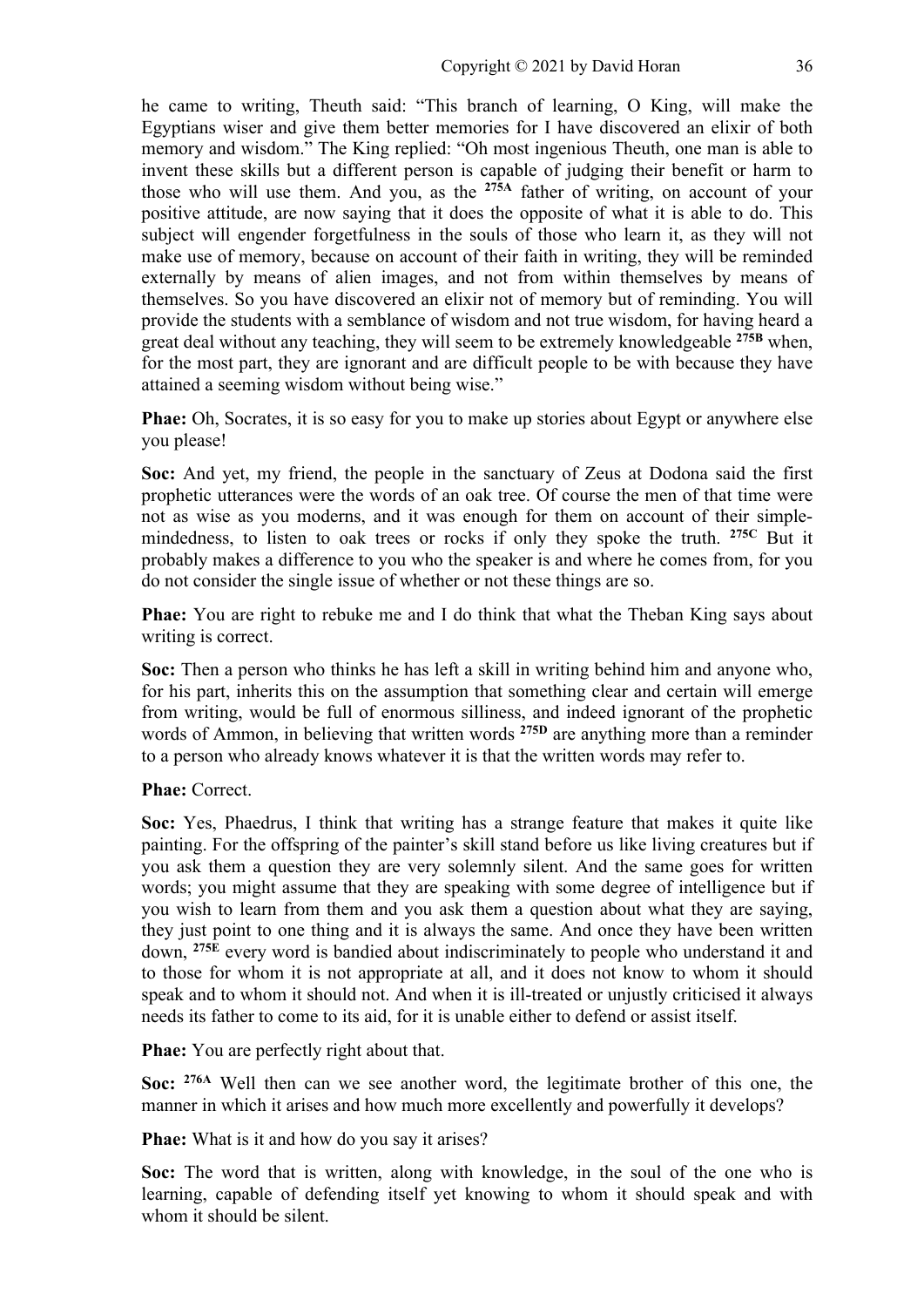he came to writing, Theuth said: "This branch of learning, O King, will make the Egyptians wiser and give them better memories for I have discovered an elixir of both memory and wisdom." The King replied: "Oh most ingenious Theuth, one man is able to invent these skills but a different person is capable of judging their benefit or harm to those who will use them. And you, as the **275A** father of writing, on account of your positive attitude, are now saying that it does the opposite of what it is able to do. This subject will engender forgetfulness in the souls of those who learn it, as they will not make use of memory, because on account of their faith in writing, they will be reminded externally by means of alien images, and not from within themselves by means of themselves. So you have discovered an elixir not of memory but of reminding. You will provide the students with a semblance of wisdom and not true wisdom, for having heard a great deal without any teaching, they will seem to be extremely knowledgeable **275B** when, for the most part, they are ignorant and are difficult people to be with because they have attained a seeming wisdom without being wise."

**Phae:** Oh, Socrates, it is so easy for you to make up stories about Egypt or anywhere else you please!

**Soc:** And yet, my friend, the people in the sanctuary of Zeus at Dodona said the first prophetic utterances were the words of an oak tree. Of course the men of that time were not as wise as you moderns, and it was enough for them on account of their simple-mindedness, to listen to oak trees or rocks if only they spoke the truth. **275C** But it probably makes a difference to you who the speaker is and where he comes from, for you do not consider the single issue of whether or not these things are so.

**Phae:** You are right to rebuke me and I do think that what the Theban King says about writing is correct.

**Soc:** Then a person who thinks he has left a skill in writing behind him and anyone who, for his part, inherits this on the assumption that something clear and certain will emerge from writing, would be full of enormous silliness, and indeed ignorant of the prophetic words of Ammon, in believing that written words **275D** are anything more than a reminder to a person who already knows whatever it is that the written words may refer to.

**Phae:** Correct.

**Soc:** Yes, Phaedrus, I think that writing has a strange feature that makes it quite like painting. For the offspring of the painter's skill stand before us like living creatures but if you ask them a question they are very solemnly silent. And the same goes for written words; you might assume that they are speaking with some degree of intelligence but if you wish to learn from them and you ask them a question about what they are saying, they just point to one thing and it is always the same. And once they have been written down, **275E** every word is bandied about indiscriminately to people who understand it and to those for whom it is not appropriate at all, and it does not know to whom it should speak and to whom it should not. And when it is ill-treated or unjustly criticised it always needs its father to come to its aid, for it is unable either to defend or assist itself.

**Phae:** You are perfectly right about that.

**Soc:** **276A** Well then can we see another word, the legitimate brother of this one, the manner in which it arises and how much more excellently and powerfully it develops?

**Phae:** What is it and how do you say it arises?

**Soc:** The word that is written, along with knowledge, in the soul of the one who is learning, capable of defending itself yet knowing to whom it should speak and with whom it should be silent.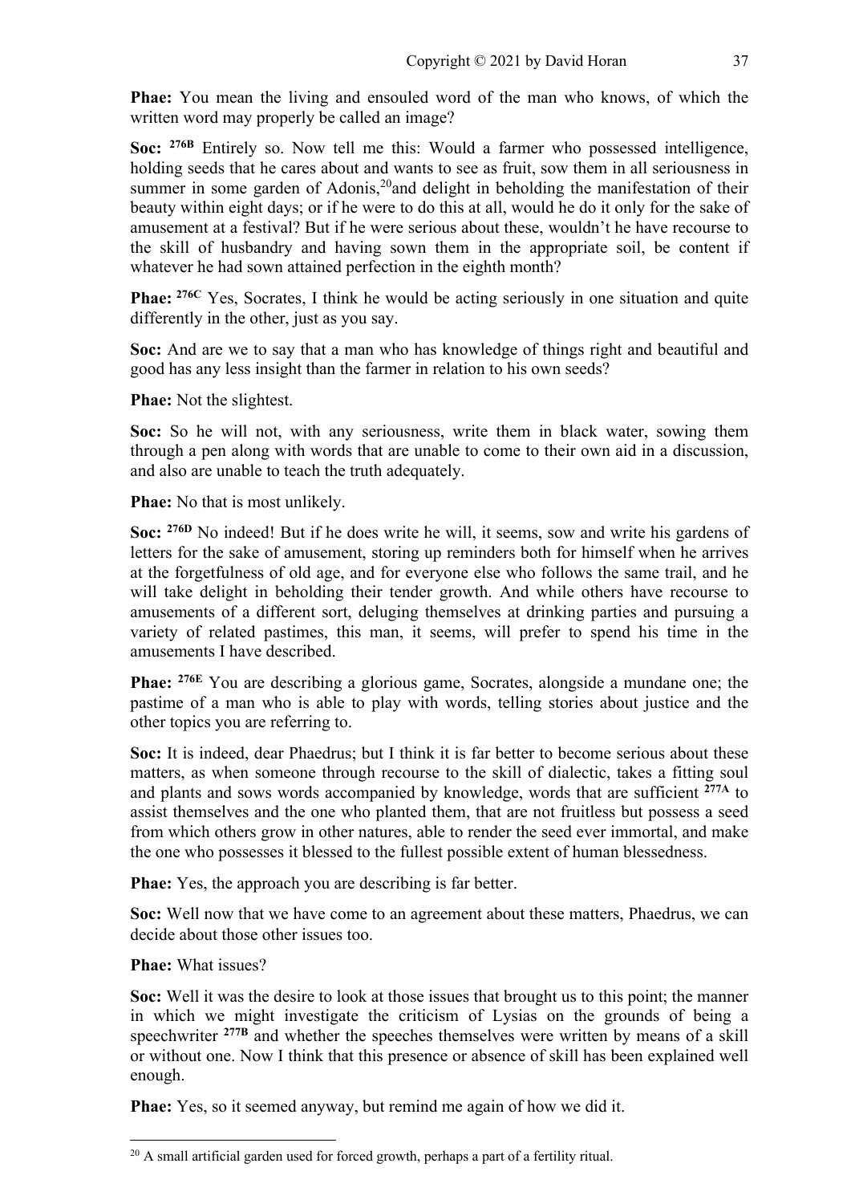**Phae:** You mean the living and ensouled word of the man who knows, of which the written word may properly be called an image?

**Soc:** **276B** Entirely so. Now tell me this: Would a farmer who possessed intelligence, holding seeds that he cares about and wants to see as fruit, sow them in all seriousness in summer in some garden of Adonis,[20]and delight in beholding the manifestation of their beauty within eight days; or if he were to do this at all, would he do it only for the sake of amusement at a festival? But if he were serious about these, wouldn't he have recourse to the skill of husbandry and having sown them in the appropriate soil, be content if whatever he had sown attained perfection in the eighth month?

**Phae:** **276C** Yes, Socrates, I think he would be acting seriously in one situation and quite differently in the other, just as you say.

**Soc:** And are we to say that a man who has knowledge of things right and beautiful and good has any less insight than the farmer in relation to his own seeds?

**Phae:** Not the slightest.

**Soc:** So he will not, with any seriousness, write them in black water, sowing them through a pen along with words that are unable to come to their own aid in a discussion, and also are unable to teach the truth adequately.

**Phae:** No that is most unlikely.

**Soc:** **276D** No indeed! But if he does write he will, it seems, sow and write his gardens of letters for the sake of amusement, storing up reminders both for himself when he arrives at the forgetfulness of old age, and for everyone else who follows the same trail, and he will take delight in beholding their tender growth. And while others have recourse to amusements of a different sort, deluging themselves at drinking parties and pursuing a variety of related pastimes, this man, it seems, will prefer to spend his time in the amusements I have described.

**Phae:** **276E** You are describing a glorious game, Socrates, alongside a mundane one; the pastime of a man who is able to play with words, telling stories about justice and the other topics you are referring to.

**Soc:** It is indeed, dear Phaedrus; but I think it is far better to become serious about these matters, as when someone through recourse to the skill of dialectic, takes a fitting soul and plants and sows words accompanied by knowledge, words that are sufficient **277A** to assist themselves and the one who planted them, that are not fruitless but possess a seed from which others grow in other natures, able to render the seed ever immortal, and make the one who possesses it blessed to the fullest possible extent of human blessedness.

**Phae:** Yes, the approach you are describing is far better.

**Soc:** Well now that we have come to an agreement about these matters, Phaedrus, we can decide about those other issues too.

**Phae:** What issues?

**Soc:** Well it was the desire to look at those issues that brought us to this point; the manner in which we might investigate the criticism of Lysias on the grounds of being a speechwriter **277B** and whether the speeches themselves were written by means of a skill or without one. Now I think that this presence or absence of skill has been explained well enough.

**Phae:** Yes, so it seemed anyway, but remind me again of how we did it.

---

[20] A small artificial garden used for forced growth, perhaps a part of a fertility ritual.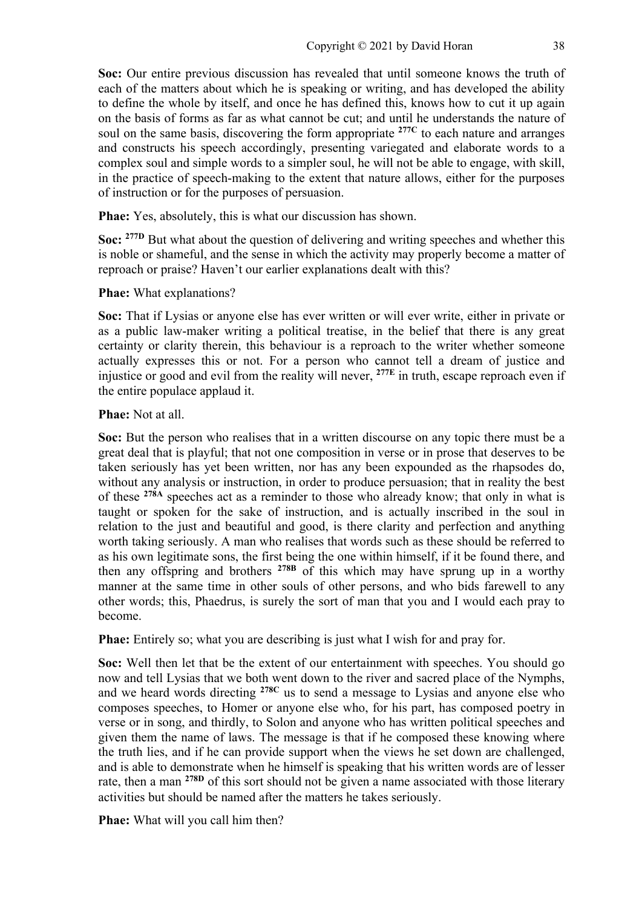**Soc:** Our entire previous discussion has revealed that until someone knows the truth of each of the matters about which he is speaking or writing, and has developed the ability to define the whole by itself, and once he has defined this, knows how to cut it up again on the basis of forms as far as what cannot be cut; and until he understands the nature of soul on the same basis, discovering the form appropriate **277C** to each nature and arranges and constructs his speech accordingly, presenting variegated and elaborate words to a complex soul and simple words to a simpler soul, he will not be able to engage, with skill, in the practice of speech-making to the extent that nature allows, either for the purposes of instruction or for the purposes of persuasion.

**Phae:** Yes, absolutely, this is what our discussion has shown.

**Soc:** **277D** But what about the question of delivering and writing speeches and whether this is noble or shameful, and the sense in which the activity may properly become a matter of reproach or praise? Haven't our earlier explanations dealt with this?

**Phae:** What explanations?

**Soc:** That if Lysias or anyone else has ever written or will ever write, either in private or as a public law-maker writing a political treatise, in the belief that there is any great certainty or clarity therein, this behaviour is a reproach to the writer whether someone actually expresses this or not. For a person who cannot tell a dream of justice and injustice or good and evil from the reality will never, **277E** in truth, escape reproach even if the entire populace applaud it.

**Phae:** Not at all.

**Soc:** But the person who realises that in a written discourse on any topic there must be a great deal that is playful; that not one composition in verse or in prose that deserves to be taken seriously has yet been written, nor has any been expounded as the rhapsodes do, without any analysis or instruction, in order to produce persuasion; that in reality the best of these **278A** speeches act as a reminder to those who already know; that only in what is taught or spoken for the sake of instruction, and is actually inscribed in the soul in relation to the just and beautiful and good, is there clarity and perfection and anything worth taking seriously. A man who realises that words such as these should be referred to as his own legitimate sons, the first being the one within himself, if it be found there, and then any offspring and brothers **278B** of this which may have sprung up in a worthy manner at the same time in other souls of other persons, and who bids farewell to any other words; this, Phaedrus, is surely the sort of man that you and I would each pray to become.

**Phae:** Entirely so; what you are describing is just what I wish for and pray for.

**Soc:** Well then let that be the extent of our entertainment with speeches. You should go now and tell Lysias that we both went down to the river and sacred place of the Nymphs, and we heard words directing **278C** us to send a message to Lysias and anyone else who composes speeches, to Homer or anyone else who, for his part, has composed poetry in verse or in song, and thirdly, to Solon and anyone who has written political speeches and given them the name of laws. The message is that if he composed these knowing where the truth lies, and if he can provide support when the views he set down are challenged, and is able to demonstrate when he himself is speaking that his written words are of lesser rate, then a man **278D** of this sort should not be given a name associated with those literary activities but should be named after the matters he takes seriously.

**Phae:** What will you call him then?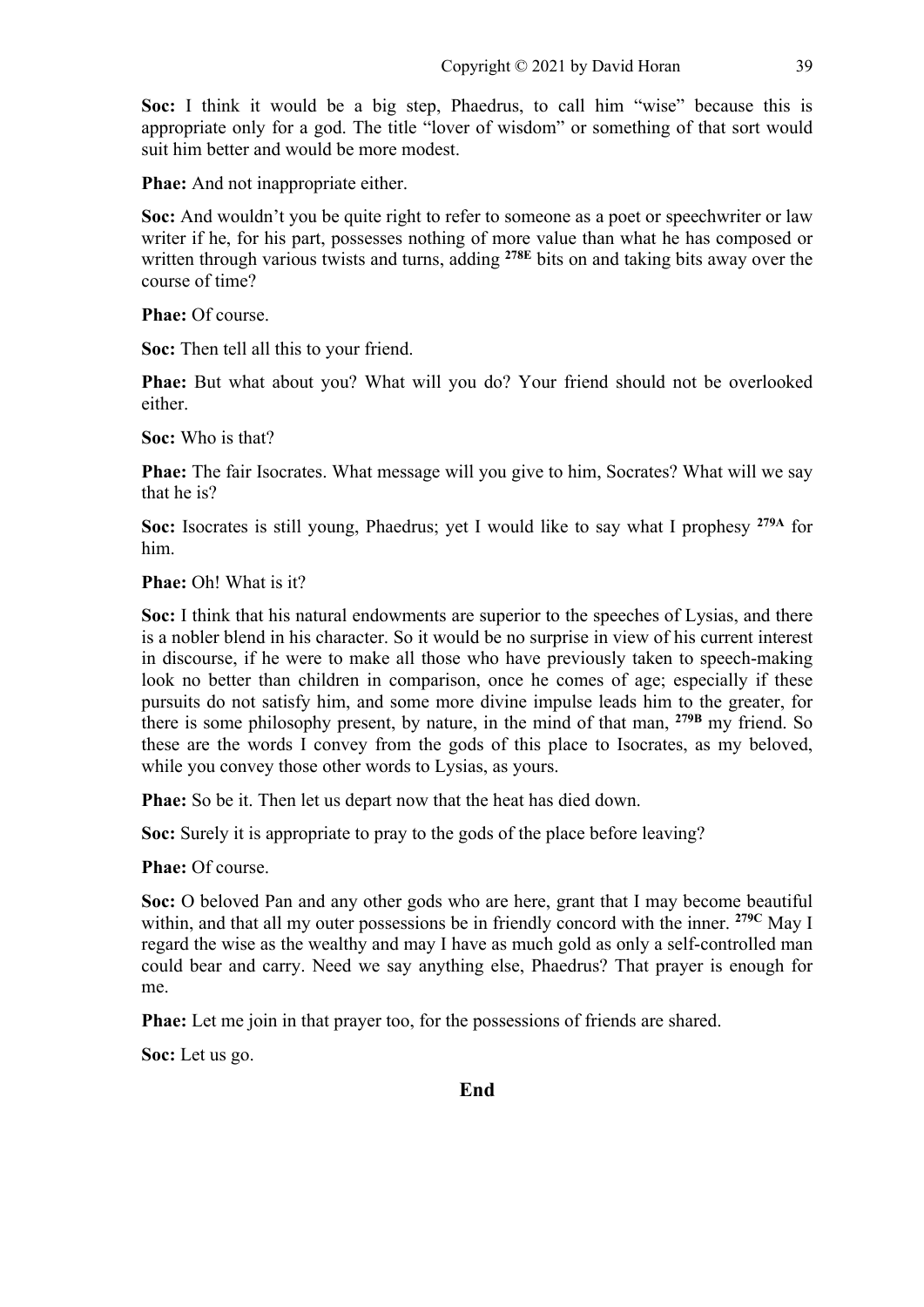**Soc:** I think it would be a big step, Phaedrus, to call him "wise" because this is appropriate only for a god. The title "lover of wisdom" or something of that sort would suit him better and would be more modest.

**Phae:** And not inappropriate either.

**Soc:** And wouldn't you be quite right to refer to someone as a poet or speechwriter or law writer if he, for his part, possesses nothing of more value than what he has composed or written through various twists and turns, adding **278E** bits on and taking bits away over the course of time?

**Phae:** Of course.

**Soc:** Then tell all this to your friend.

**Phae:** But what about you? What will you do? Your friend should not be overlooked either.

**Soc:** Who is that?

**Phae:** The fair Isocrates. What message will you give to him, Socrates? What will we say that he is?

**Soc:** Isocrates is still young, Phaedrus; yet I would like to say what I prophesy **279A** for him.

**Phae:** Oh! What is it?

**Soc:** I think that his natural endowments are superior to the speeches of Lysias, and there is a nobler blend in his character. So it would be no surprise in view of his current interest in discourse, if he were to make all those who have previously taken to speech-making look no better than children in comparison, once he comes of age; especially if these pursuits do not satisfy him, and some more divine impulse leads him to the greater, for there is some philosophy present, by nature, in the mind of that man, **279B** my friend. So these are the words I convey from the gods of this place to Isocrates, as my beloved, while you convey those other words to Lysias, as yours.

**Phae:** So be it. Then let us depart now that the heat has died down.

**Soc:** Surely it is appropriate to pray to the gods of the place before leaving?

**Phae:** Of course.

**Soc:** O beloved Pan and any other gods who are here, grant that I may become beautiful within, and that all my outer possessions be in friendly concord with the inner. **279C** May I regard the wise as the wealthy and may I have as much gold as only a self-controlled man could bear and carry. Need we say anything else, Phaedrus? That prayer is enough for me.

**Phae:** Let me join in that prayer too, for the possessions of friends are shared.

**Soc:** Let us go.

**End**